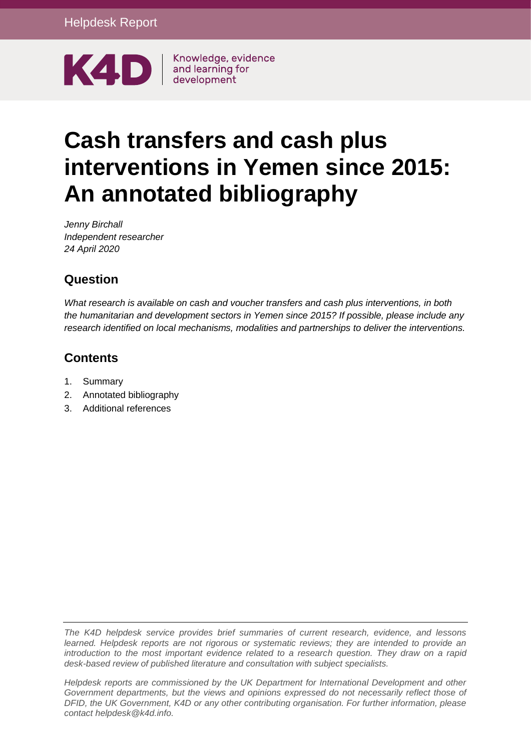Helpdesk Report

K4D | Knowledge, evidence and learning for development

# Cash transfers and cash plus interventions in Yemen since 2015: An annotated bibliography

*Jenny Birchall*
*Independent researcher*
*24 April 2020*

## Question

*What research is available on cash and voucher transfers and cash plus interventions, in both the humanitarian and development sectors in Yemen since 2015? If possible, please include any research identified on local mechanisms, modalities and partnerships to deliver the interventions.*

## Contents

1. Summary
2. Annotated bibliography
3. Additional references

*The K4D helpdesk service provides brief summaries of current research, evidence, and lessons learned. Helpdesk reports are not rigorous or systematic reviews; they are intended to provide an introduction to the most important evidence related to a research question. They draw on a rapid desk-based review of published literature and consultation with subject specialists.*

*Helpdesk reports are commissioned by the UK Department for International Development and other Government departments, but the views and opinions expressed do not necessarily reflect those of DFID, the UK Government, K4D or any other contributing organisation. For further information, please contact helpdesk@k4d.info.*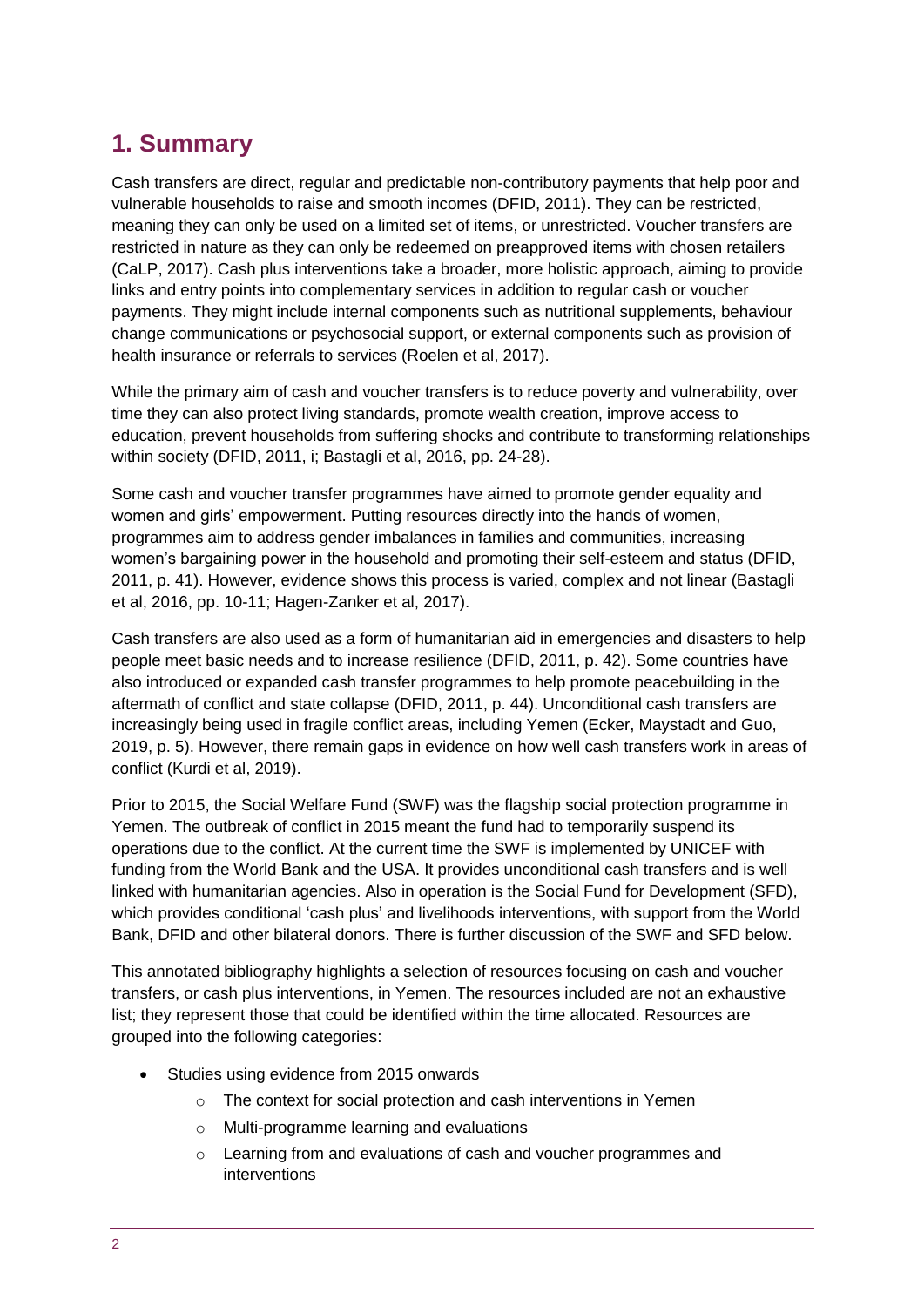# 1. Summary

Cash transfers are direct, regular and predictable non-contributory payments that help poor and vulnerable households to raise and smooth incomes (DFID, 2011). They can be restricted, meaning they can only be used on a limited set of items, or unrestricted. Voucher transfers are restricted in nature as they can only be redeemed on preapproved items with chosen retailers (CaLP, 2017). Cash plus interventions take a broader, more holistic approach, aiming to provide links and entry points into complementary services in addition to regular cash or voucher payments. They might include internal components such as nutritional supplements, behaviour change communications or psychosocial support, or external components such as provision of health insurance or referrals to services (Roelen et al, 2017).

While the primary aim of cash and voucher transfers is to reduce poverty and vulnerability, over time they can also protect living standards, promote wealth creation, improve access to education, prevent households from suffering shocks and contribute to transforming relationships within society (DFID, 2011, i; Bastagli et al, 2016, pp. 24-28).

Some cash and voucher transfer programmes have aimed to promote gender equality and women and girls' empowerment. Putting resources directly into the hands of women, programmes aim to address gender imbalances in families and communities, increasing women's bargaining power in the household and promoting their self-esteem and status (DFID, 2011, p. 41). However, evidence shows this process is varied, complex and not linear (Bastagli et al, 2016, pp. 10-11; Hagen-Zanker et al, 2017).

Cash transfers are also used as a form of humanitarian aid in emergencies and disasters to help people meet basic needs and to increase resilience (DFID, 2011, p. 42). Some countries have also introduced or expanded cash transfer programmes to help promote peacebuilding in the aftermath of conflict and state collapse (DFID, 2011, p. 44). Unconditional cash transfers are increasingly being used in fragile conflict areas, including Yemen (Ecker, Maystadt and Guo, 2019, p. 5). However, there remain gaps in evidence on how well cash transfers work in areas of conflict (Kurdi et al, 2019).

Prior to 2015, the Social Welfare Fund (SWF) was the flagship social protection programme in Yemen. The outbreak of conflict in 2015 meant the fund had to temporarily suspend its operations due to the conflict. At the current time the SWF is implemented by UNICEF with funding from the World Bank and the USA. It provides unconditional cash transfers and is well linked with humanitarian agencies. Also in operation is the Social Fund for Development (SFD), which provides conditional 'cash plus' and livelihoods interventions, with support from the World Bank, DFID and other bilateral donors. There is further discussion of the SWF and SFD below.

This annotated bibliography highlights a selection of resources focusing on cash and voucher transfers, or cash plus interventions, in Yemen. The resources included are not an exhaustive list; they represent those that could be identified within the time allocated. Resources are grouped into the following categories:

- Studies using evidence from 2015 onwards
  - The context for social protection and cash interventions in Yemen
  - Multi-programme learning and evaluations
  - Learning from and evaluations of cash and voucher programmes and interventions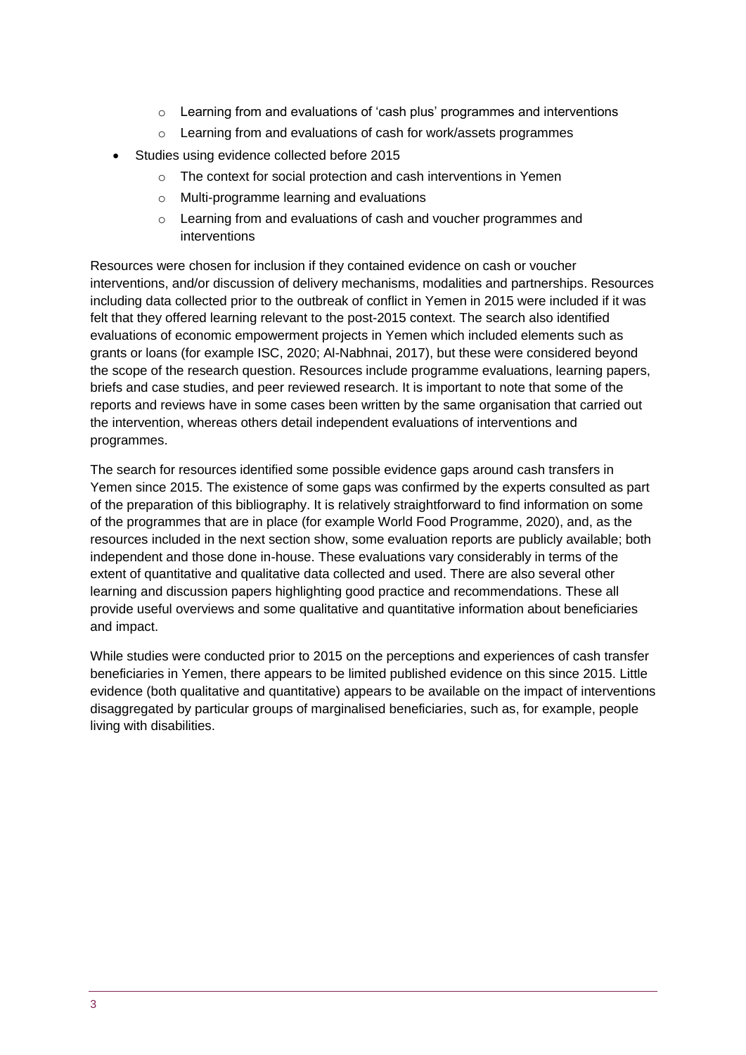- Learning from and evaluations of 'cash plus' programmes and interventions
    - Learning from and evaluations of cash for work/assets programmes
- Studies using evidence collected before 2015
    - The context for social protection and cash interventions in Yemen
    - Multi-programme learning and evaluations
    - Learning from and evaluations of cash and voucher programmes and interventions

Resources were chosen for inclusion if they contained evidence on cash or voucher interventions, and/or discussion of delivery mechanisms, modalities and partnerships. Resources including data collected prior to the outbreak of conflict in Yemen in 2015 were included if it was felt that they offered learning relevant to the post-2015 context. The search also identified evaluations of economic empowerment projects in Yemen which included elements such as grants or loans (for example ISC, 2020; Al-Nabhnai, 2017), but these were considered beyond the scope of the research question. Resources include programme evaluations, learning papers, briefs and case studies, and peer reviewed research. It is important to note that some of the reports and reviews have in some cases been written by the same organisation that carried out the intervention, whereas others detail independent evaluations of interventions and programmes.

The search for resources identified some possible evidence gaps around cash transfers in Yemen since 2015. The existence of some gaps was confirmed by the experts consulted as part of the preparation of this bibliography. It is relatively straightforward to find information on some of the programmes that are in place (for example World Food Programme, 2020), and, as the resources included in the next section show, some evaluation reports are publicly available; both independent and those done in-house. These evaluations vary considerably in terms of the extent of quantitative and qualitative data collected and used. There are also several other learning and discussion papers highlighting good practice and recommendations. These all provide useful overviews and some qualitative and quantitative information about beneficiaries and impact.

While studies were conducted prior to 2015 on the perceptions and experiences of cash transfer beneficiaries in Yemen, there appears to be limited published evidence on this since 2015. Little evidence (both qualitative and quantitative) appears to be available on the impact of interventions disaggregated by particular groups of marginalised beneficiaries, such as, for example, people living with disabilities.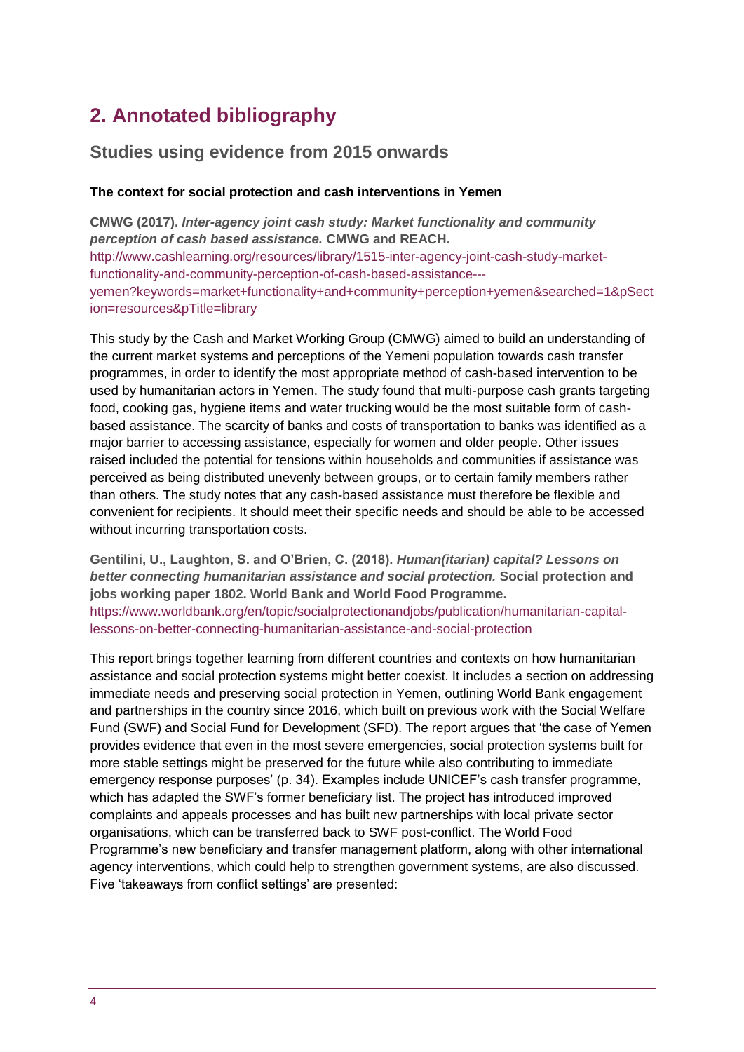# 2. Annotated bibliography

## Studies using evidence from 2015 onwards

### The context for social protection and cash interventions in Yemen

**CMWG (2017).** ***Inter-agency joint cash study: Market functionality and community perception of cash based assistance.*** **CMWG and REACH.** http://www.cashlearning.org/resources/library/1515-inter-agency-joint-cash-study-market-functionality-and-community-perception-of-cash-based-assistance---yemen?keywords=market+functionality+and+community+perception+yemen&searched=1&pSection=resources&pTitle=library

This study by the Cash and Market Working Group (CMWG) aimed to build an understanding of the current market systems and perceptions of the Yemeni population towards cash transfer programmes, in order to identify the most appropriate method of cash-based intervention to be used by humanitarian actors in Yemen. The study found that multi-purpose cash grants targeting food, cooking gas, hygiene items and water trucking would be the most suitable form of cash-based assistance. The scarcity of banks and costs of transportation to banks was identified as a major barrier to accessing assistance, especially for women and older people. Other issues raised included the potential for tensions within households and communities if assistance was perceived as being distributed unevenly between groups, or to certain family members rather than others. The study notes that any cash-based assistance must therefore be flexible and convenient for recipients. It should meet their specific needs and should be able to be accessed without incurring transportation costs.

**Gentilini, U., Laughton, S. and O'Brien, C. (2018).** ***Human(itarian) capital? Lessons on better connecting humanitarian assistance and social protection.*** **Social protection and jobs working paper 1802. World Bank and World Food Programme.** https://www.worldbank.org/en/topic/socialprotectionandjobs/publication/humanitarian-capital-lessons-on-better-connecting-humanitarian-assistance-and-social-protection

This report brings together learning from different countries and contexts on how humanitarian assistance and social protection systems might better coexist. It includes a section on addressing immediate needs and preserving social protection in Yemen, outlining World Bank engagement and partnerships in the country since 2016, which built on previous work with the Social Welfare Fund (SWF) and Social Fund for Development (SFD). The report argues that 'the case of Yemen provides evidence that even in the most severe emergencies, social protection systems built for more stable settings might be preserved for the future while also contributing to immediate emergency response purposes' (p. 34). Examples include UNICEF's cash transfer programme, which has adapted the SWF's former beneficiary list. The project has introduced improved complaints and appeals processes and has built new partnerships with local private sector organisations, which can be transferred back to SWF post-conflict. The World Food Programme's new beneficiary and transfer management platform, along with other international agency interventions, which could help to strengthen government systems, are also discussed. Five 'takeaways from conflict settings' are presented: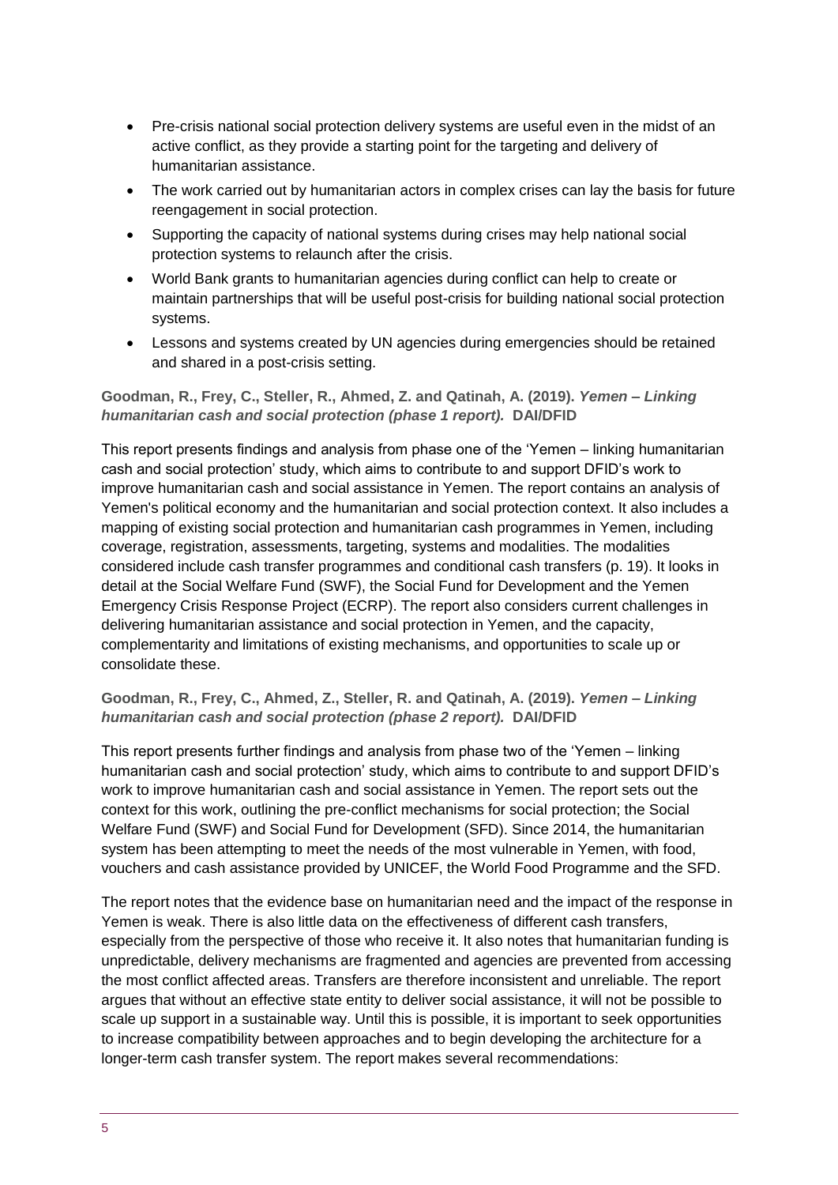- Pre-crisis national social protection delivery systems are useful even in the midst of an active conflict, as they provide a starting point for the targeting and delivery of humanitarian assistance.
- The work carried out by humanitarian actors in complex crises can lay the basis for future reengagement in social protection.
- Supporting the capacity of national systems during crises may help national social protection systems to relaunch after the crisis.
- World Bank grants to humanitarian agencies during conflict can help to create or maintain partnerships that will be useful post-crisis for building national social protection systems.
- Lessons and systems created by UN agencies during emergencies should be retained and shared in a post-crisis setting.

**Goodman, R., Frey, C., Steller, R., Ahmed, Z. and Qatinah, A. (2019).** ***Yemen – Linking humanitarian cash and social protection (phase 1 report).*** **DAI/DFID**

This report presents findings and analysis from phase one of the 'Yemen – linking humanitarian cash and social protection' study, which aims to contribute to and support DFID's work to improve humanitarian cash and social assistance in Yemen. The report contains an analysis of Yemen's political economy and the humanitarian and social protection context. It also includes a mapping of existing social protection and humanitarian cash programmes in Yemen, including coverage, registration, assessments, targeting, systems and modalities. The modalities considered include cash transfer programmes and conditional cash transfers (p. 19). It looks in detail at the Social Welfare Fund (SWF), the Social Fund for Development and the Yemen Emergency Crisis Response Project (ECRP). The report also considers current challenges in delivering humanitarian assistance and social protection in Yemen, and the capacity, complementarity and limitations of existing mechanisms, and opportunities to scale up or consolidate these.

**Goodman, R., Frey, C., Ahmed, Z., Steller, R. and Qatinah, A. (2019).** ***Yemen – Linking humanitarian cash and social protection (phase 2 report).*** **DAI/DFID**

This report presents further findings and analysis from phase two of the 'Yemen – linking humanitarian cash and social protection' study, which aims to contribute to and support DFID's work to improve humanitarian cash and social assistance in Yemen. The report sets out the context for this work, outlining the pre-conflict mechanisms for social protection; the Social Welfare Fund (SWF) and Social Fund for Development (SFD). Since 2014, the humanitarian system has been attempting to meet the needs of the most vulnerable in Yemen, with food, vouchers and cash assistance provided by UNICEF, the World Food Programme and the SFD.

The report notes that the evidence base on humanitarian need and the impact of the response in Yemen is weak. There is also little data on the effectiveness of different cash transfers, especially from the perspective of those who receive it. It also notes that humanitarian funding is unpredictable, delivery mechanisms are fragmented and agencies are prevented from accessing the most conflict affected areas. Transfers are therefore inconsistent and unreliable. The report argues that without an effective state entity to deliver social assistance, it will not be possible to scale up support in a sustainable way. Until this is possible, it is important to seek opportunities to increase compatibility between approaches and to begin developing the architecture for a longer-term cash transfer system. The report makes several recommendations: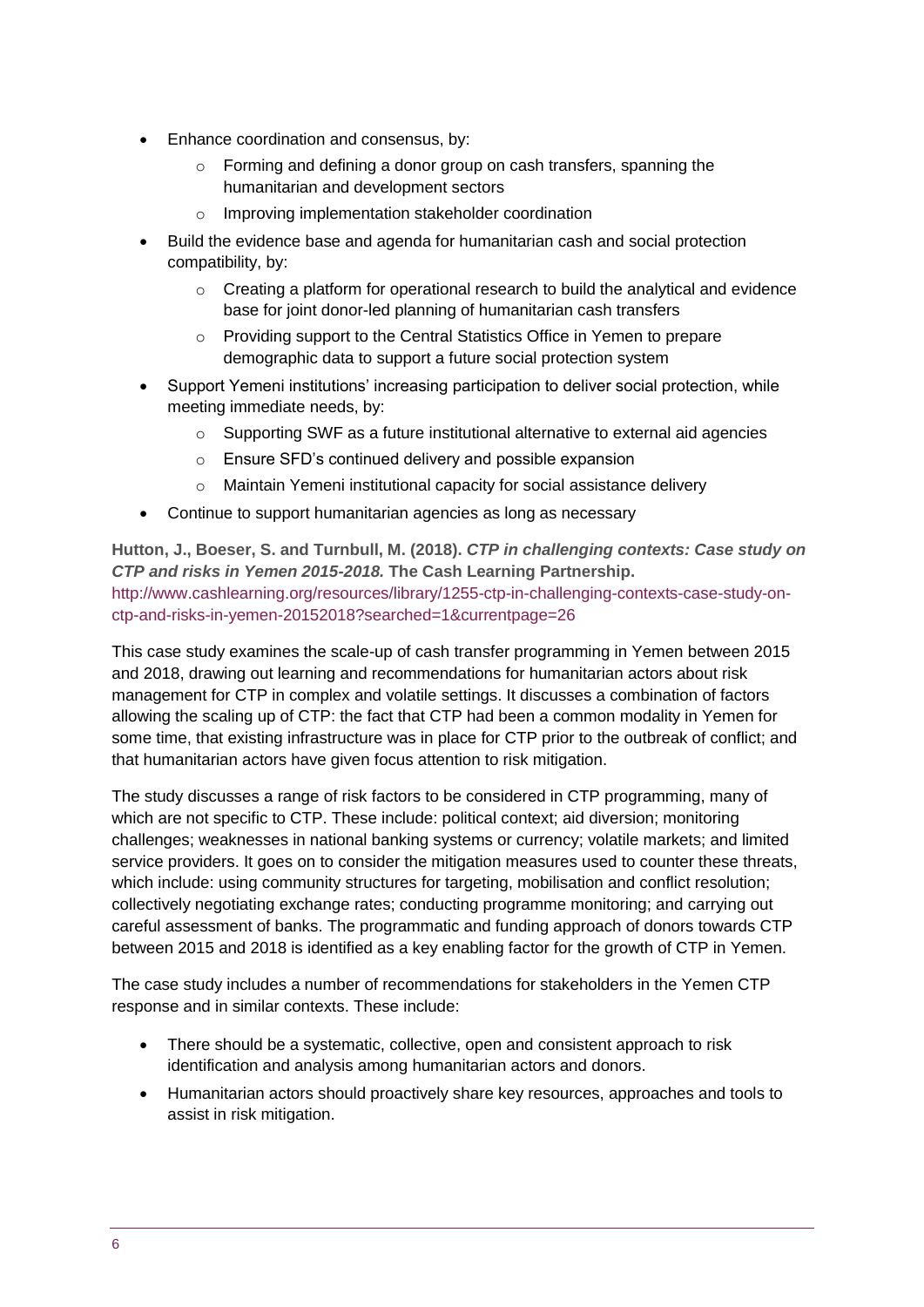- Enhance coordination and consensus, by:
    - Forming and defining a donor group on cash transfers, spanning the humanitarian and development sectors
    - Improving implementation stakeholder coordination
- Build the evidence base and agenda for humanitarian cash and social protection compatibility, by:
    - Creating a platform for operational research to build the analytical and evidence base for joint donor-led planning of humanitarian cash transfers
    - Providing support to the Central Statistics Office in Yemen to prepare demographic data to support a future social protection system
- Support Yemeni institutions' increasing participation to deliver social protection, while meeting immediate needs, by:
    - Supporting SWF as a future institutional alternative to external aid agencies
    - Ensure SFD's continued delivery and possible expansion
    - Maintain Yemeni institutional capacity for social assistance delivery
- Continue to support humanitarian agencies as long as necessary

**Hutton, J., Boeser, S. and Turnbull, M. (2018).** ***CTP in challenging contexts: Case study on CTP and risks in Yemen 2015-2018.*** **The Cash Learning Partnership.** http://www.cashlearning.org/resources/library/1255-ctp-in-challenging-contexts-case-study-on-ctp-and-risks-in-yemen-20152018?searched=1&currentpage=26

This case study examines the scale-up of cash transfer programming in Yemen between 2015 and 2018, drawing out learning and recommendations for humanitarian actors about risk management for CTP in complex and volatile settings. It discusses a combination of factors allowing the scaling up of CTP: the fact that CTP had been a common modality in Yemen for some time, that existing infrastructure was in place for CTP prior to the outbreak of conflict; and that humanitarian actors have given focus attention to risk mitigation.

The study discusses a range of risk factors to be considered in CTP programming, many of which are not specific to CTP. These include: political context; aid diversion; monitoring challenges; weaknesses in national banking systems or currency; volatile markets; and limited service providers. It goes on to consider the mitigation measures used to counter these threats, which include: using community structures for targeting, mobilisation and conflict resolution; collectively negotiating exchange rates; conducting programme monitoring; and carrying out careful assessment of banks. The programmatic and funding approach of donors towards CTP between 2015 and 2018 is identified as a key enabling factor for the growth of CTP in Yemen.

The case study includes a number of recommendations for stakeholders in the Yemen CTP response and in similar contexts. These include:

- There should be a systematic, collective, open and consistent approach to risk identification and analysis among humanitarian actors and donors.
- Humanitarian actors should proactively share key resources, approaches and tools to assist in risk mitigation.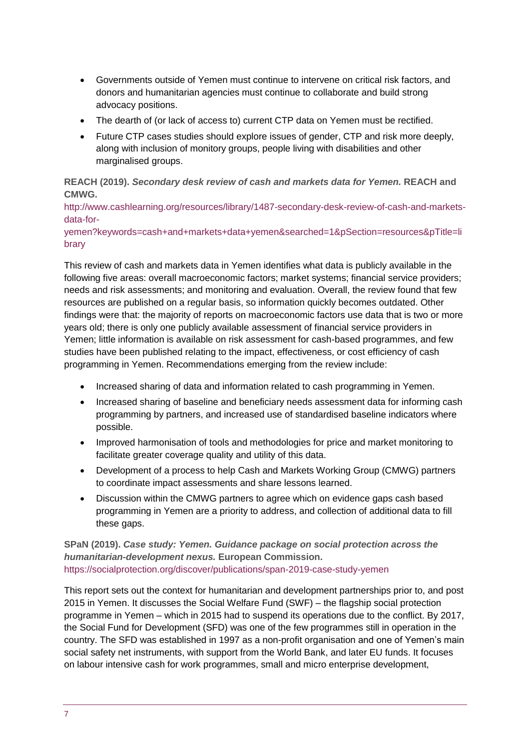- Governments outside of Yemen must continue to intervene on critical risk factors, and donors and humanitarian agencies must continue to collaborate and build strong advocacy positions.
- The dearth of (or lack of access to) current CTP data on Yemen must be rectified.
- Future CTP cases studies should explore issues of gender, CTP and risk more deeply, along with inclusion of monitory groups, people living with disabilities and other marginalised groups.

**REACH (2019).** ***Secondary desk review of cash and markets data for Yemen.*** **REACH and CMWG.**
http://www.cashlearning.org/resources/library/1487-secondary-desk-review-of-cash-and-markets-data-for-yemen?keywords=cash+and+markets+data+yemen&searched=1&pSection=resources&pTitle=library

This review of cash and markets data in Yemen identifies what data is publicly available in the following five areas: overall macroeconomic factors; market systems; financial service providers; needs and risk assessments; and monitoring and evaluation. Overall, the review found that few resources are published on a regular basis, so information quickly becomes outdated. Other findings were that: the majority of reports on macroeconomic factors use data that is two or more years old; there is only one publicly available assessment of financial service providers in Yemen; little information is available on risk assessment for cash-based programmes, and few studies have been published relating to the impact, effectiveness, or cost efficiency of cash programming in Yemen. Recommendations emerging from the review include:

- Increased sharing of data and information related to cash programming in Yemen.
- Increased sharing of baseline and beneficiary needs assessment data for informing cash programming by partners, and increased use of standardised baseline indicators where possible.
- Improved harmonisation of tools and methodologies for price and market monitoring to facilitate greater coverage quality and utility of this data.
- Development of a process to help Cash and Markets Working Group (CMWG) partners to coordinate impact assessments and share lessons learned.
- Discussion within the CMWG partners to agree which on evidence gaps cash based programming in Yemen are a priority to address, and collection of additional data to fill these gaps.

**SPaN (2019).** ***Case study: Yemen. Guidance package on social protection across the humanitarian-development nexus.*** **European Commission.**
https://socialprotection.org/discover/publications/span-2019-case-study-yemen

This report sets out the context for humanitarian and development partnerships prior to, and post 2015 in Yemen. It discusses the Social Welfare Fund (SWF) – the flagship social protection programme in Yemen – which in 2015 had to suspend its operations due to the conflict. By 2017, the Social Fund for Development (SFD) was one of the few programmes still in operation in the country. The SFD was established in 1997 as a non-profit organisation and one of Yemen's main social safety net instruments, with support from the World Bank, and later EU funds. It focuses on labour intensive cash for work programmes, small and micro enterprise development,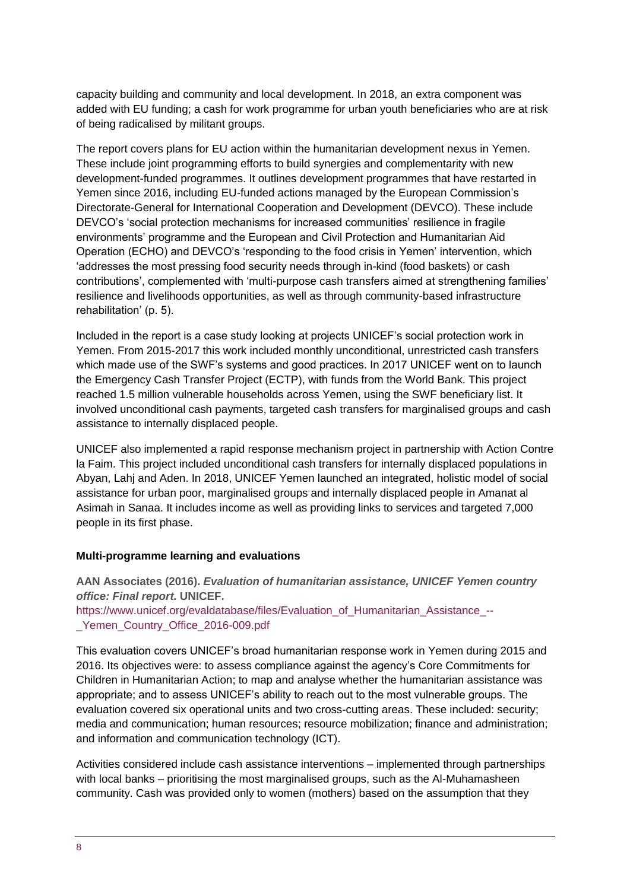capacity building and community and local development. In 2018, an extra component was added with EU funding; a cash for work programme for urban youth beneficiaries who are at risk of being radicalised by militant groups.

The report covers plans for EU action within the humanitarian development nexus in Yemen. These include joint programming efforts to build synergies and complementarity with new development-funded programmes. It outlines development programmes that have restarted in Yemen since 2016, including EU-funded actions managed by the European Commission's Directorate-General for International Cooperation and Development (DEVCO). These include DEVCO's 'social protection mechanisms for increased communities' resilience in fragile environments' programme and the European and Civil Protection and Humanitarian Aid Operation (ECHO) and DEVCO's 'responding to the food crisis in Yemen' intervention, which 'addresses the most pressing food security needs through in-kind (food baskets) or cash contributions', complemented with 'multi-purpose cash transfers aimed at strengthening families' resilience and livelihoods opportunities, as well as through community-based infrastructure rehabilitation' (p. 5).

Included in the report is a case study looking at projects UNICEF's social protection work in Yemen. From 2015-2017 this work included monthly unconditional, unrestricted cash transfers which made use of the SWF's systems and good practices. In 2017 UNICEF went on to launch the Emergency Cash Transfer Project (ECTP), with funds from the World Bank. This project reached 1.5 million vulnerable households across Yemen, using the SWF beneficiary list. It involved unconditional cash payments, targeted cash transfers for marginalised groups and cash assistance to internally displaced people.

UNICEF also implemented a rapid response mechanism project in partnership with Action Contre la Faim. This project included unconditional cash transfers for internally displaced populations in Abyan, Lahj and Aden. In 2018, UNICEF Yemen launched an integrated, holistic model of social assistance for urban poor, marginalised groups and internally displaced people in Amanat al Asimah in Sanaa. It includes income as well as providing links to services and targeted 7,000 people in its first phase.

### Multi-programme learning and evaluations

**AAN Associates (2016).** ***Evaluation of humanitarian assistance, UNICEF Yemen country office: Final report.*** **UNICEF.**
https://www.unicef.org/evaldatabase/files/Evaluation_of_Humanitarian_Assistance_--_Yemen_Country_Office_2016-009.pdf

This evaluation covers UNICEF's broad humanitarian response work in Yemen during 2015 and 2016. Its objectives were: to assess compliance against the agency's Core Commitments for Children in Humanitarian Action; to map and analyse whether the humanitarian assistance was appropriate; and to assess UNICEF's ability to reach out to the most vulnerable groups. The evaluation covered six operational units and two cross-cutting areas. These included: security; media and communication; human resources; resource mobilization; finance and administration; and information and communication technology (ICT).

Activities considered include cash assistance interventions – implemented through partnerships with local banks – prioritising the most marginalised groups, such as the Al-Muhamasheen community. Cash was provided only to women (mothers) based on the assumption that they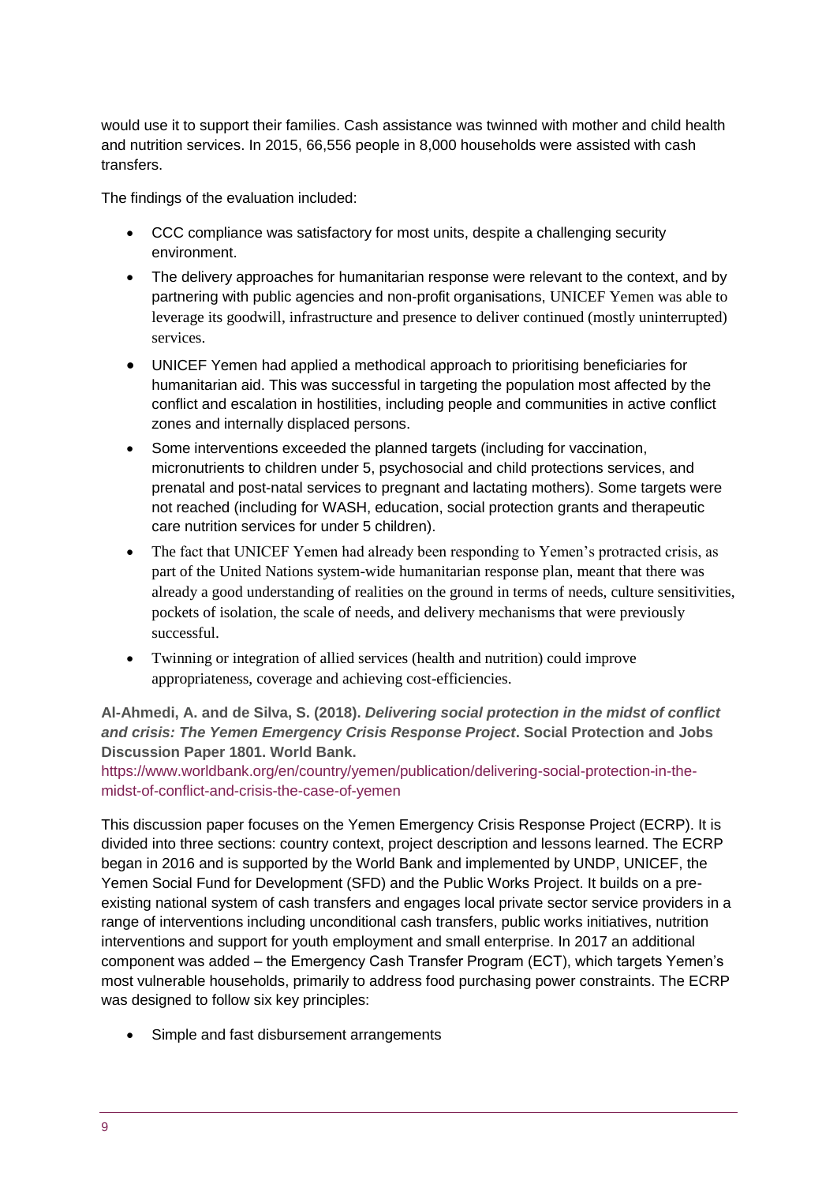would use it to support their families. Cash assistance was twinned with mother and child health and nutrition services. In 2015, 66,556 people in 8,000 households were assisted with cash transfers.

The findings of the evaluation included:

- CCC compliance was satisfactory for most units, despite a challenging security environment.
- The delivery approaches for humanitarian response were relevant to the context, and by partnering with public agencies and non-profit organisations, UNICEF Yemen was able to leverage its goodwill, infrastructure and presence to deliver continued (mostly uninterrupted) services.
- UNICEF Yemen had applied a methodical approach to prioritising beneficiaries for humanitarian aid. This was successful in targeting the population most affected by the conflict and escalation in hostilities, including people and communities in active conflict zones and internally displaced persons.
- Some interventions exceeded the planned targets (including for vaccination, micronutrients to children under 5, psychosocial and child protections services, and prenatal and post-natal services to pregnant and lactating mothers). Some targets were not reached (including for WASH, education, social protection grants and therapeutic care nutrition services for under 5 children).
- The fact that UNICEF Yemen had already been responding to Yemen's protracted crisis, as part of the United Nations system-wide humanitarian response plan, meant that there was already a good understanding of realities on the ground in terms of needs, culture sensitivities, pockets of isolation, the scale of needs, and delivery mechanisms that were previously successful.
- Twinning or integration of allied services (health and nutrition) could improve appropriateness, coverage and achieving cost-efficiencies.

**Al-Ahmedi, A. and de Silva, S. (2018).** ***Delivering social protection in the midst of conflict and crisis: The Yemen Emergency Crisis Response Project*****. Social Protection and Jobs Discussion Paper 1801. World Bank.**
https://www.worldbank.org/en/country/yemen/publication/delivering-social-protection-in-the-midst-of-conflict-and-crisis-the-case-of-yemen

This discussion paper focuses on the Yemen Emergency Crisis Response Project (ECRP). It is divided into three sections: country context, project description and lessons learned. The ECRP began in 2016 and is supported by the World Bank and implemented by UNDP, UNICEF, the Yemen Social Fund for Development (SFD) and the Public Works Project. It builds on a pre-existing national system of cash transfers and engages local private sector service providers in a range of interventions including unconditional cash transfers, public works initiatives, nutrition interventions and support for youth employment and small enterprise. In 2017 an additional component was added – the Emergency Cash Transfer Program (ECT), which targets Yemen's most vulnerable households, primarily to address food purchasing power constraints. The ECRP was designed to follow six key principles:

- Simple and fast disbursement arrangements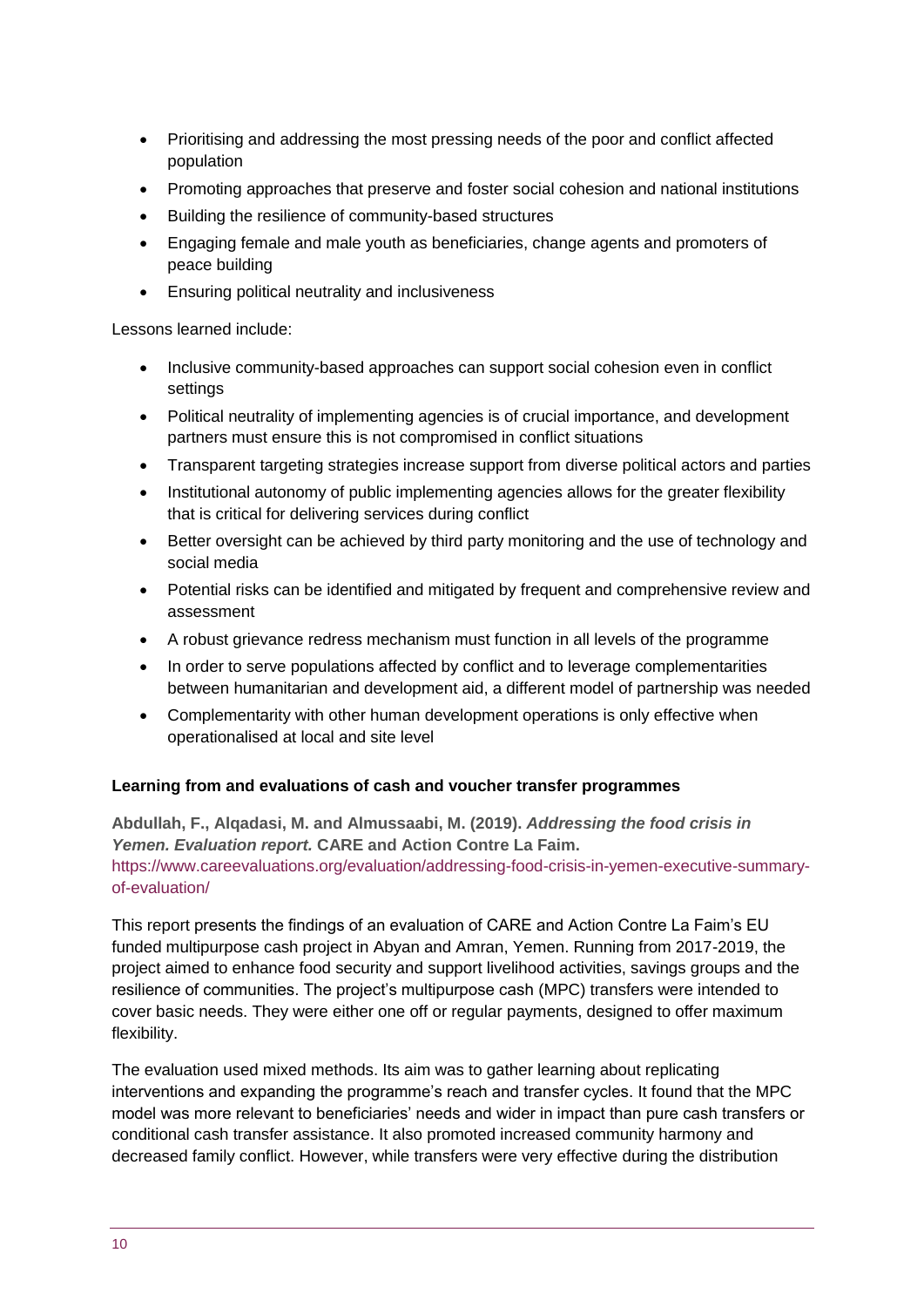- Prioritising and addressing the most pressing needs of the poor and conflict affected population
- Promoting approaches that preserve and foster social cohesion and national institutions
- Building the resilience of community-based structures
- Engaging female and male youth as beneficiaries, change agents and promoters of peace building
- Ensuring political neutrality and inclusiveness

Lessons learned include:

- Inclusive community-based approaches can support social cohesion even in conflict settings
- Political neutrality of implementing agencies is of crucial importance, and development partners must ensure this is not compromised in conflict situations
- Transparent targeting strategies increase support from diverse political actors and parties
- Institutional autonomy of public implementing agencies allows for the greater flexibility that is critical for delivering services during conflict
- Better oversight can be achieved by third party monitoring and the use of technology and social media
- Potential risks can be identified and mitigated by frequent and comprehensive review and assessment
- A robust grievance redress mechanism must function in all levels of the programme
- In order to serve populations affected by conflict and to leverage complementarities between humanitarian and development aid, a different model of partnership was needed
- Complementarity with other human development operations is only effective when operationalised at local and site level

### Learning from and evaluations of cash and voucher transfer programmes

**Abdullah, F., Alqadasi, M. and Almussaabi, M. (2019).** ***Addressing the food crisis in Yemen. Evaluation report.*** **CARE and Action Contre La Faim.**
https://www.careevaluations.org/evaluation/addressing-food-crisis-in-yemen-executive-summary-of-evaluation/

This report presents the findings of an evaluation of CARE and Action Contre La Faim's EU funded multipurpose cash project in Abyan and Amran, Yemen. Running from 2017-2019, the project aimed to enhance food security and support livelihood activities, savings groups and the resilience of communities. The project's multipurpose cash (MPC) transfers were intended to cover basic needs. They were either one off or regular payments, designed to offer maximum flexibility.

The evaluation used mixed methods. Its aim was to gather learning about replicating interventions and expanding the programme's reach and transfer cycles. It found that the MPC model was more relevant to beneficiaries' needs and wider in impact than pure cash transfers or conditional cash transfer assistance. It also promoted increased community harmony and decreased family conflict. However, while transfers were very effective during the distribution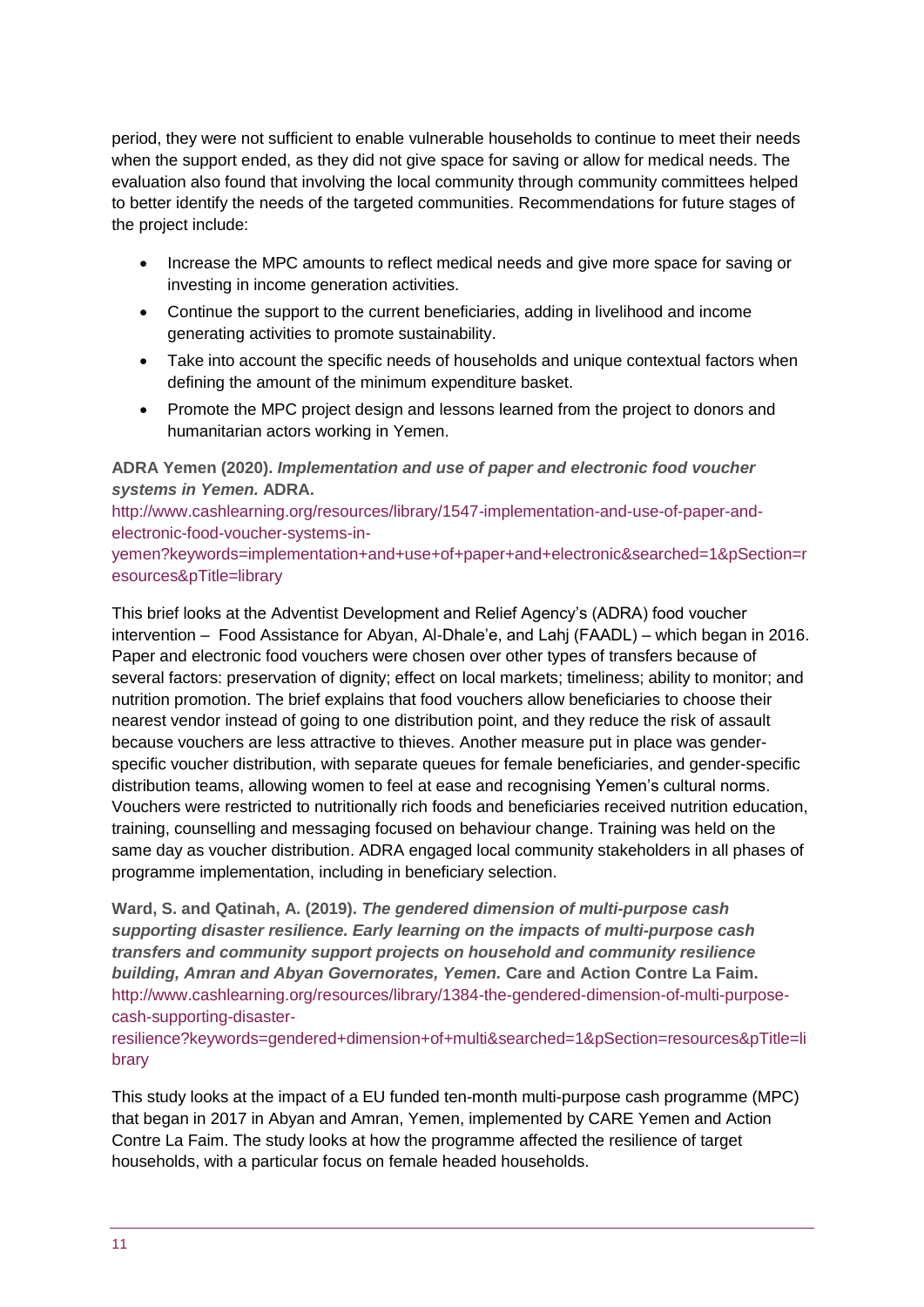period, they were not sufficient to enable vulnerable households to continue to meet their needs when the support ended, as they did not give space for saving or allow for medical needs. The evaluation also found that involving the local community through community committees helped to better identify the needs of the targeted communities. Recommendations for future stages of the project include:

- Increase the MPC amounts to reflect medical needs and give more space for saving or investing in income generation activities.
- Continue the support to the current beneficiaries, adding in livelihood and income generating activities to promote sustainability.
- Take into account the specific needs of households and unique contextual factors when defining the amount of the minimum expenditure basket.
- Promote the MPC project design and lessons learned from the project to donors and humanitarian actors working in Yemen.

**ADRA Yemen (2020).** ***Implementation and use of paper and electronic food voucher systems in Yemen.*** **ADRA.**
http://www.cashlearning.org/resources/library/1547-implementation-and-use-of-paper-and-electronic-food-voucher-systems-in-yemen?keywords=implementation+and+use+of+paper+and+electronic&searched=1&pSection=resources&pTitle=library

This brief looks at the Adventist Development and Relief Agency's (ADRA) food voucher intervention – Food Assistance for Abyan, Al-Dhale'e, and Lahj (FAADL) – which began in 2016. Paper and electronic food vouchers were chosen over other types of transfers because of several factors: preservation of dignity; effect on local markets; timeliness; ability to monitor; and nutrition promotion. The brief explains that food vouchers allow beneficiaries to choose their nearest vendor instead of going to one distribution point, and they reduce the risk of assault because vouchers are less attractive to thieves. Another measure put in place was gender-specific voucher distribution, with separate queues for female beneficiaries, and gender-specific distribution teams, allowing women to feel at ease and recognising Yemen's cultural norms. Vouchers were restricted to nutritionally rich foods and beneficiaries received nutrition education, training, counselling and messaging focused on behaviour change. Training was held on the same day as voucher distribution. ADRA engaged local community stakeholders in all phases of programme implementation, including in beneficiary selection.

**Ward, S. and Qatinah, A. (2019).** ***The gendered dimension of multi-purpose cash supporting disaster resilience. Early learning on the impacts of multi-purpose cash transfers and community support projects on household and community resilience building, Amran and Abyan Governorates, Yemen.*** **Care and Action Contre La Faim.**
http://www.cashlearning.org/resources/library/1384-the-gendered-dimension-of-multi-purpose-cash-supporting-disaster-resilience?keywords=gendered+dimension+of+multi&searched=1&pSection=resources&pTitle=library

This study looks at the impact of a EU funded ten-month multi-purpose cash programme (MPC) that began in 2017 in Abyan and Amran, Yemen, implemented by CARE Yemen and Action Contre La Faim. The study looks at how the programme affected the resilience of target households, with a particular focus on female headed households.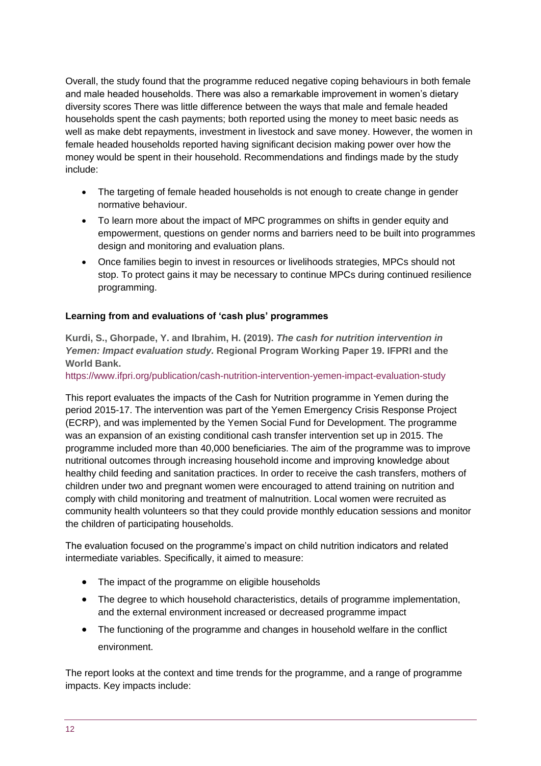Overall, the study found that the programme reduced negative coping behaviours in both female and male headed households. There was also a remarkable improvement in women's dietary diversity scores There was little difference between the ways that male and female headed households spent the cash payments; both reported using the money to meet basic needs as well as make debt repayments, investment in livestock and save money. However, the women in female headed households reported having significant decision making power over how the money would be spent in their household. Recommendations and findings made by the study include:

- The targeting of female headed households is not enough to create change in gender normative behaviour.
- To learn more about the impact of MPC programmes on shifts in gender equity and empowerment, questions on gender norms and barriers need to be built into programmes design and monitoring and evaluation plans.
- Once families begin to invest in resources or livelihoods strategies, MPCs should not stop. To protect gains it may be necessary to continue MPCs during continued resilience programming.

### Learning from and evaluations of 'cash plus' programmes

**Kurdi, S., Ghorpade, Y. and Ibrahim, H. (2019).** ***The cash for nutrition intervention in Yemen: Impact evaluation study*****. Regional Program Working Paper 19. IFPRI and the World Bank.**

https://www.ifpri.org/publication/cash-nutrition-intervention-yemen-impact-evaluation-study

This report evaluates the impacts of the Cash for Nutrition programme in Yemen during the period 2015-17. The intervention was part of the Yemen Emergency Crisis Response Project (ECRP), and was implemented by the Yemen Social Fund for Development. The programme was an expansion of an existing conditional cash transfer intervention set up in 2015. The programme included more than 40,000 beneficiaries. The aim of the programme was to improve nutritional outcomes through increasing household income and improving knowledge about healthy child feeding and sanitation practices. In order to receive the cash transfers, mothers of children under two and pregnant women were encouraged to attend training on nutrition and comply with child monitoring and treatment of malnutrition. Local women were recruited as community health volunteers so that they could provide monthly education sessions and monitor the children of participating households.

The evaluation focused on the programme's impact on child nutrition indicators and related intermediate variables. Specifically, it aimed to measure:

- The impact of the programme on eligible households
- The degree to which household characteristics, details of programme implementation, and the external environment increased or decreased programme impact
- The functioning of the programme and changes in household welfare in the conflict environment.

The report looks at the context and time trends for the programme, and a range of programme impacts. Key impacts include: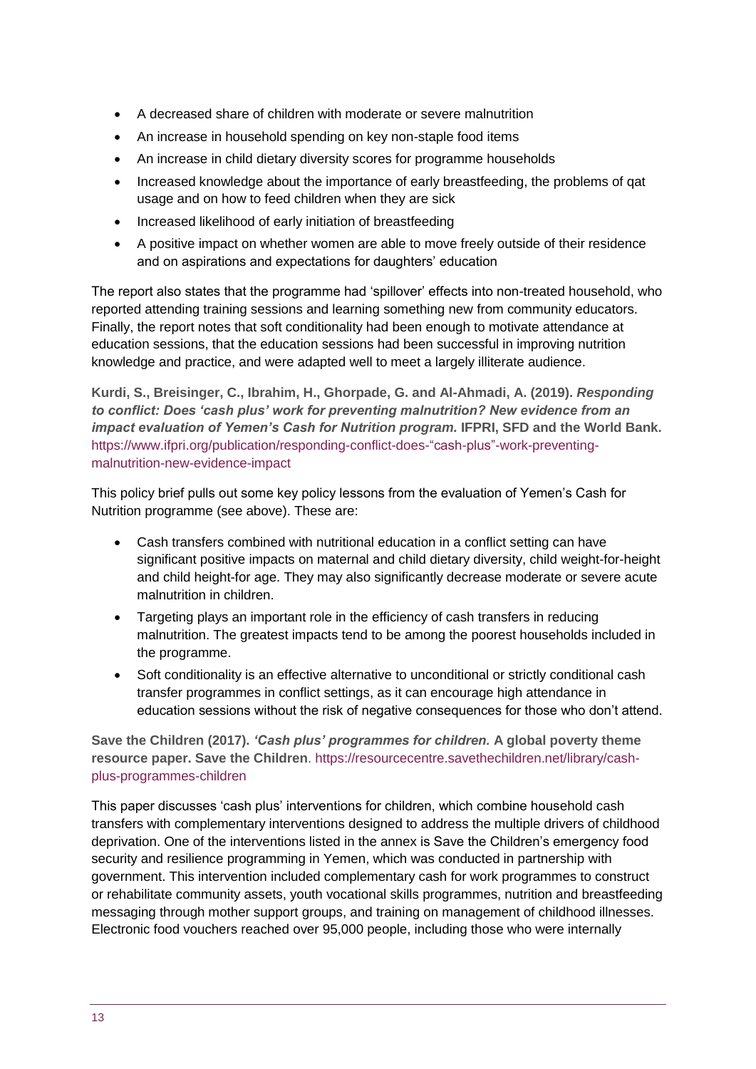- A decreased share of children with moderate or severe malnutrition
- An increase in household spending on key non-staple food items
- An increase in child dietary diversity scores for programme households
- Increased knowledge about the importance of early breastfeeding, the problems of qat usage and on how to feed children when they are sick
- Increased likelihood of early initiation of breastfeeding
- A positive impact on whether women are able to move freely outside of their residence and on aspirations and expectations for daughters' education

The report also states that the programme had 'spillover' effects into non-treated household, who reported attending training sessions and learning something new from community educators. Finally, the report notes that soft conditionality had been enough to motivate attendance at education sessions, that the education sessions had been successful in improving nutrition knowledge and practice, and were adapted well to meet a largely illiterate audience.

**Kurdi, S., Breisinger, C., Ibrahim, H., Ghorpade, G. and Al-Ahmadi, A. (2019).** ***Responding to conflict: Does 'cash plus' work for preventing malnutrition? New evidence from an impact evaluation of Yemen's Cash for Nutrition program.*** **IFPRI, SFD and the World Bank.** https://www.ifpri.org/publication/responding-conflict-does-“cash-plus”-work-preventing-malnutrition-new-evidence-impact

This policy brief pulls out some key policy lessons from the evaluation of Yemen's Cash for Nutrition programme (see above). These are:

- Cash transfers combined with nutritional education in a conflict setting can have significant positive impacts on maternal and child dietary diversity, child weight-for-height and child height-for age. They may also significantly decrease moderate or severe acute malnutrition in children.
- Targeting plays an important role in the efficiency of cash transfers in reducing malnutrition. The greatest impacts tend to be among the poorest households included in the programme.
- Soft conditionality is an effective alternative to unconditional or strictly conditional cash transfer programmes in conflict settings, as it can encourage high attendance in education sessions without the risk of negative consequences for those who don't attend.

**Save the Children (2017).** ***'Cash plus' programmes for children.*** **A global poverty theme resource paper. Save the Children**. https://resourcecentre.savethechildren.net/library/cash-plus-programmes-children

This paper discusses 'cash plus' interventions for children, which combine household cash transfers with complementary interventions designed to address the multiple drivers of childhood deprivation. One of the interventions listed in the annex is Save the Children's emergency food security and resilience programming in Yemen, which was conducted in partnership with government. This intervention included complementary cash for work programmes to construct or rehabilitate community assets, youth vocational skills programmes, nutrition and breastfeeding messaging through mother support groups, and training on management of childhood illnesses. Electronic food vouchers reached over 95,000 people, including those who were internally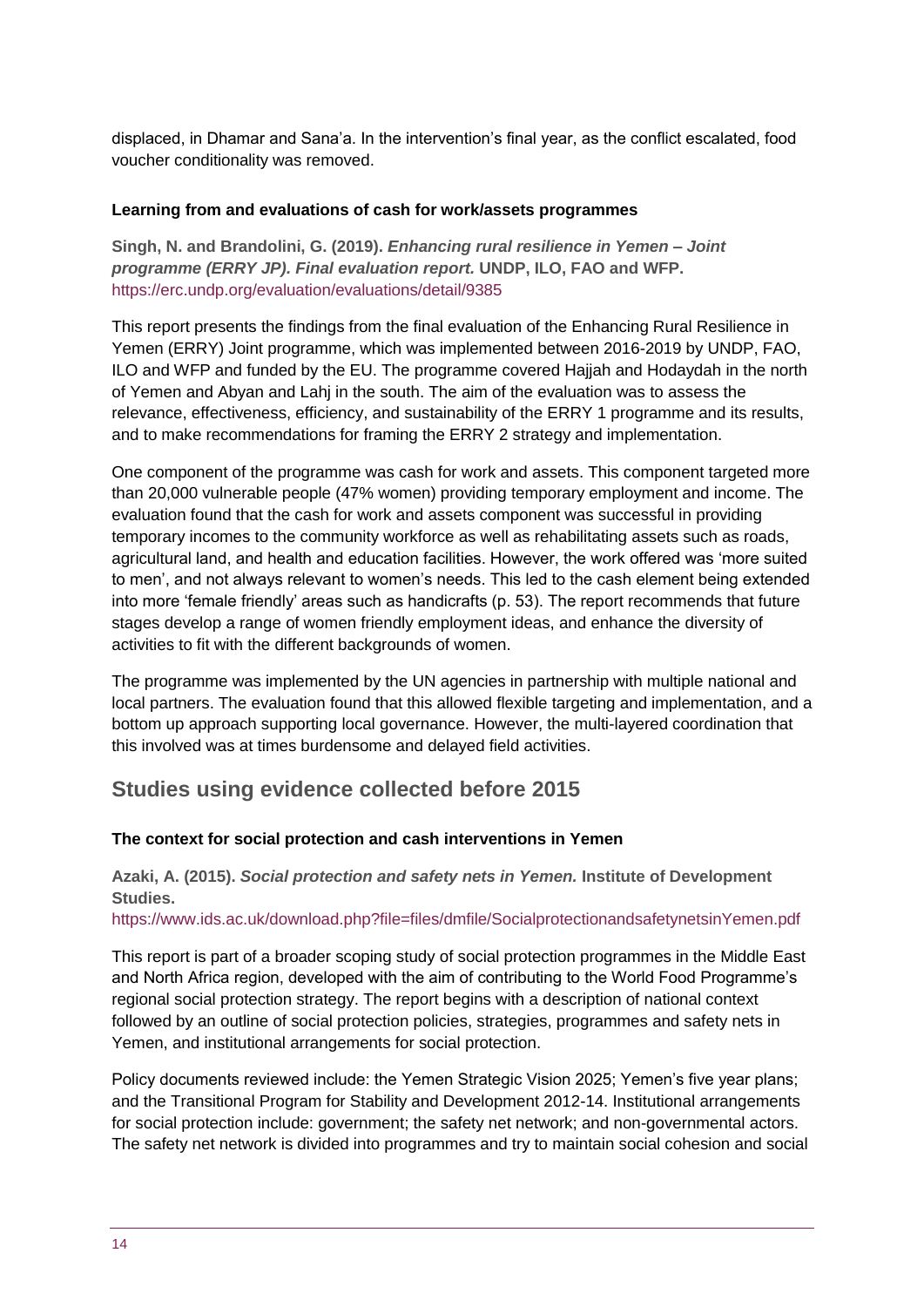displaced, in Dhamar and Sana'a. In the intervention's final year, as the conflict escalated, food voucher conditionality was removed.

### Learning from and evaluations of cash for work/assets programmes

**Singh, N. and Brandolini, G. (2019).** ***Enhancing rural resilience in Yemen – Joint programme (ERRY JP). Final evaluation report.*** **UNDP, ILO, FAO and WFP.**
https://erc.undp.org/evaluation/evaluations/detail/9385

This report presents the findings from the final evaluation of the Enhancing Rural Resilience in Yemen (ERRY) Joint programme, which was implemented between 2016-2019 by UNDP, FAO, ILO and WFP and funded by the EU. The programme covered Hajjah and Hodaydah in the north of Yemen and Abyan and Lahj in the south. The aim of the evaluation was to assess the relevance, effectiveness, efficiency, and sustainability of the ERRY 1 programme and its results, and to make recommendations for framing the ERRY 2 strategy and implementation.

One component of the programme was cash for work and assets. This component targeted more than 20,000 vulnerable people (47% women) providing temporary employment and income. The evaluation found that the cash for work and assets component was successful in providing temporary incomes to the community workforce as well as rehabilitating assets such as roads, agricultural land, and health and education facilities. However, the work offered was 'more suited to men', and not always relevant to women's needs. This led to the cash element being extended into more 'female friendly' areas such as handicrafts (p. 53). The report recommends that future stages develop a range of women friendly employment ideas, and enhance the diversity of activities to fit with the different backgrounds of women.

The programme was implemented by the UN agencies in partnership with multiple national and local partners. The evaluation found that this allowed flexible targeting and implementation, and a bottom up approach supporting local governance. However, the multi-layered coordination that this involved was at times burdensome and delayed field activities.

## Studies using evidence collected before 2015

### The context for social protection and cash interventions in Yemen

**Azaki, A. (2015).** ***Social protection and safety nets in Yemen.*** **Institute of Development Studies.**
https://www.ids.ac.uk/download.php?file=files/dmfile/SocialprotectionandsafetynetsinYemen.pdf

This report is part of a broader scoping study of social protection programmes in the Middle East and North Africa region, developed with the aim of contributing to the World Food Programme's regional social protection strategy. The report begins with a description of national context followed by an outline of social protection policies, strategies, programmes and safety nets in Yemen, and institutional arrangements for social protection.

Policy documents reviewed include: the Yemen Strategic Vision 2025; Yemen's five year plans; and the Transitional Program for Stability and Development 2012-14. Institutional arrangements for social protection include: government; the safety net network; and non-governmental actors. The safety net network is divided into programmes and try to maintain social cohesion and social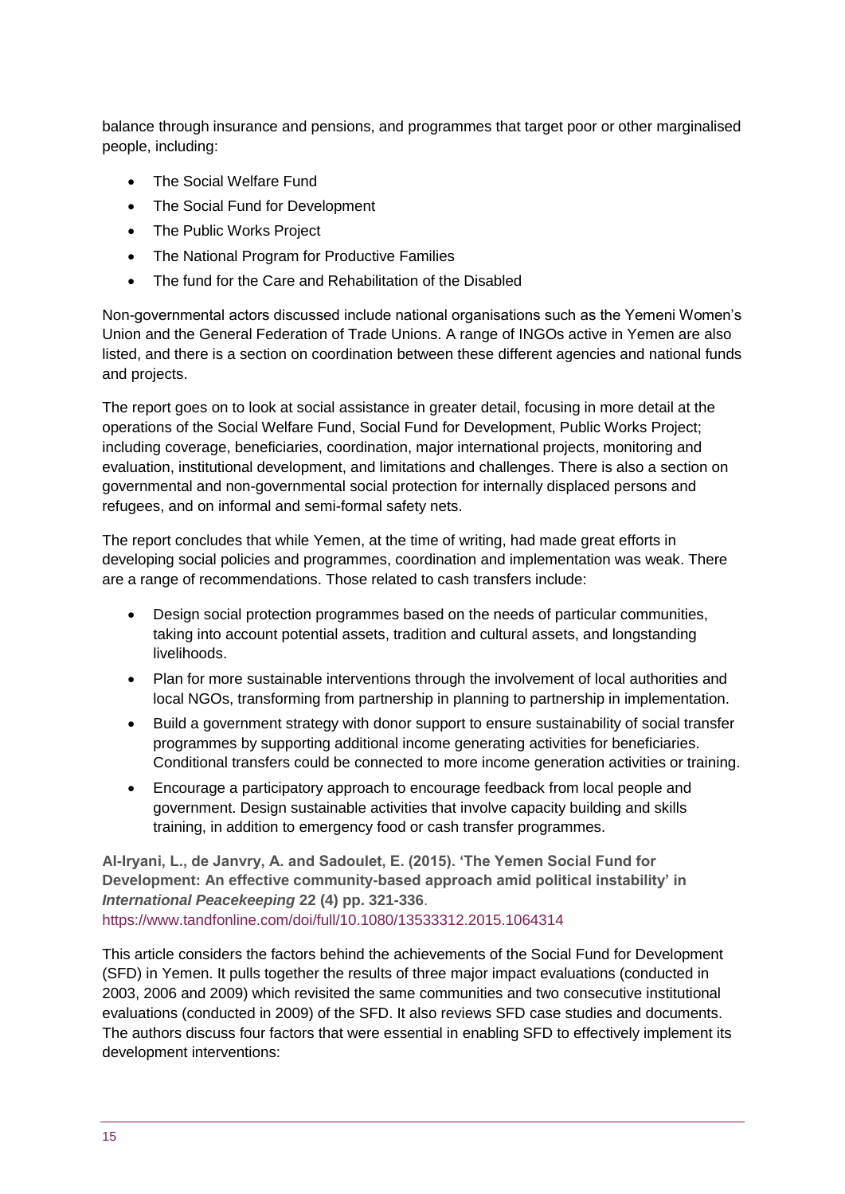balance through insurance and pensions, and programmes that target poor or other marginalised people, including:

- The Social Welfare Fund
- The Social Fund for Development
- The Public Works Project
- The National Program for Productive Families
- The fund for the Care and Rehabilitation of the Disabled

Non-governmental actors discussed include national organisations such as the Yemeni Women's Union and the General Federation of Trade Unions. A range of INGOs active in Yemen are also listed, and there is a section on coordination between these different agencies and national funds and projects.

The report goes on to look at social assistance in greater detail, focusing in more detail at the operations of the Social Welfare Fund, Social Fund for Development, Public Works Project; including coverage, beneficiaries, coordination, major international projects, monitoring and evaluation, institutional development, and limitations and challenges. There is also a section on governmental and non-governmental social protection for internally displaced persons and refugees, and on informal and semi-formal safety nets.

The report concludes that while Yemen, at the time of writing, had made great efforts in developing social policies and programmes, coordination and implementation was weak. There are a range of recommendations. Those related to cash transfers include:

- Design social protection programmes based on the needs of particular communities, taking into account potential assets, tradition and cultural assets, and longstanding livelihoods.
- Plan for more sustainable interventions through the involvement of local authorities and local NGOs, transforming from partnership in planning to partnership in implementation.
- Build a government strategy with donor support to ensure sustainability of social transfer programmes by supporting additional income generating activities for beneficiaries. Conditional transfers could be connected to more income generation activities or training.
- Encourage a participatory approach to encourage feedback from local people and government. Design sustainable activities that involve capacity building and skills training, in addition to emergency food or cash transfer programmes.

**Al-Iryani, L., de Janvry, A. and Sadoulet, E. (2015). 'The Yemen Social Fund for Development: An effective community-based approach amid political instability' in *International Peacekeeping* 22 (4) pp. 321-336**.
https://www.tandfonline.com/doi/full/10.1080/13533312.2015.1064314

This article considers the factors behind the achievements of the Social Fund for Development (SFD) in Yemen. It pulls together the results of three major impact evaluations (conducted in 2003, 2006 and 2009) which revisited the same communities and two consecutive institutional evaluations (conducted in 2009) of the SFD. It also reviews SFD case studies and documents. The authors discuss four factors that were essential in enabling SFD to effectively implement its development interventions: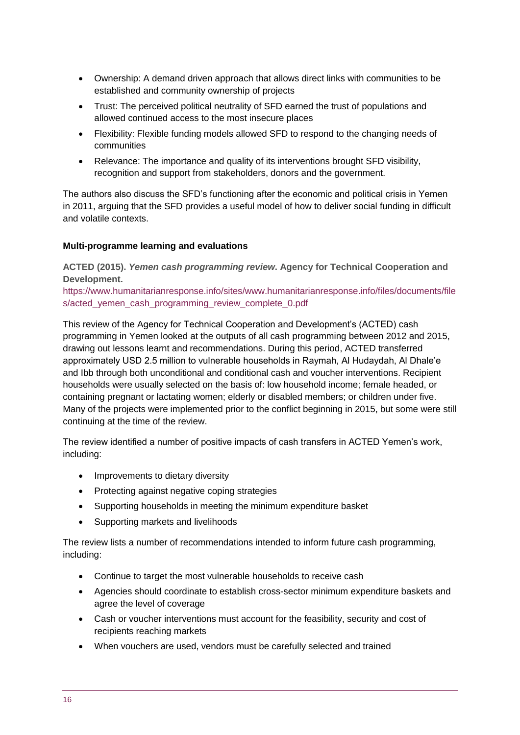- Ownership: A demand driven approach that allows direct links with communities to be established and community ownership of projects
- Trust: The perceived political neutrality of SFD earned the trust of populations and allowed continued access to the most insecure places
- Flexibility: Flexible funding models allowed SFD to respond to the changing needs of communities
- Relevance: The importance and quality of its interventions brought SFD visibility, recognition and support from stakeholders, donors and the government.

The authors also discuss the SFD's functioning after the economic and political crisis in Yemen in 2011, arguing that the SFD provides a useful model of how to deliver social funding in difficult and volatile contexts.

**Multi-programme learning and evaluations**

**ACTED (2015).** ***Yemen cash programming review*****. Agency for Technical Cooperation and Development.**
https://www.humanitarianresponse.info/sites/www.humanitarianresponse.info/files/documents/files/acted_yemen_cash_programming_review_complete_0.pdf

This review of the Agency for Technical Cooperation and Development's (ACTED) cash programming in Yemen looked at the outputs of all cash programming between 2012 and 2015, drawing out lessons learnt and recommendations. During this period, ACTED transferred approximately USD 2.5 million to vulnerable households in Raymah, Al Hudaydah, Al Dhale'e and Ibb through both unconditional and conditional cash and voucher interventions. Recipient households were usually selected on the basis of: low household income; female headed, or containing pregnant or lactating women; elderly or disabled members; or children under five. Many of the projects were implemented prior to the conflict beginning in 2015, but some were still continuing at the time of the review.

The review identified a number of positive impacts of cash transfers in ACTED Yemen's work, including:

- Improvements to dietary diversity
- Protecting against negative coping strategies
- Supporting households in meeting the minimum expenditure basket
- Supporting markets and livelihoods

The review lists a number of recommendations intended to inform future cash programming, including:

- Continue to target the most vulnerable households to receive cash
- Agencies should coordinate to establish cross-sector minimum expenditure baskets and agree the level of coverage
- Cash or voucher interventions must account for the feasibility, security and cost of recipients reaching markets
- When vouchers are used, vendors must be carefully selected and trained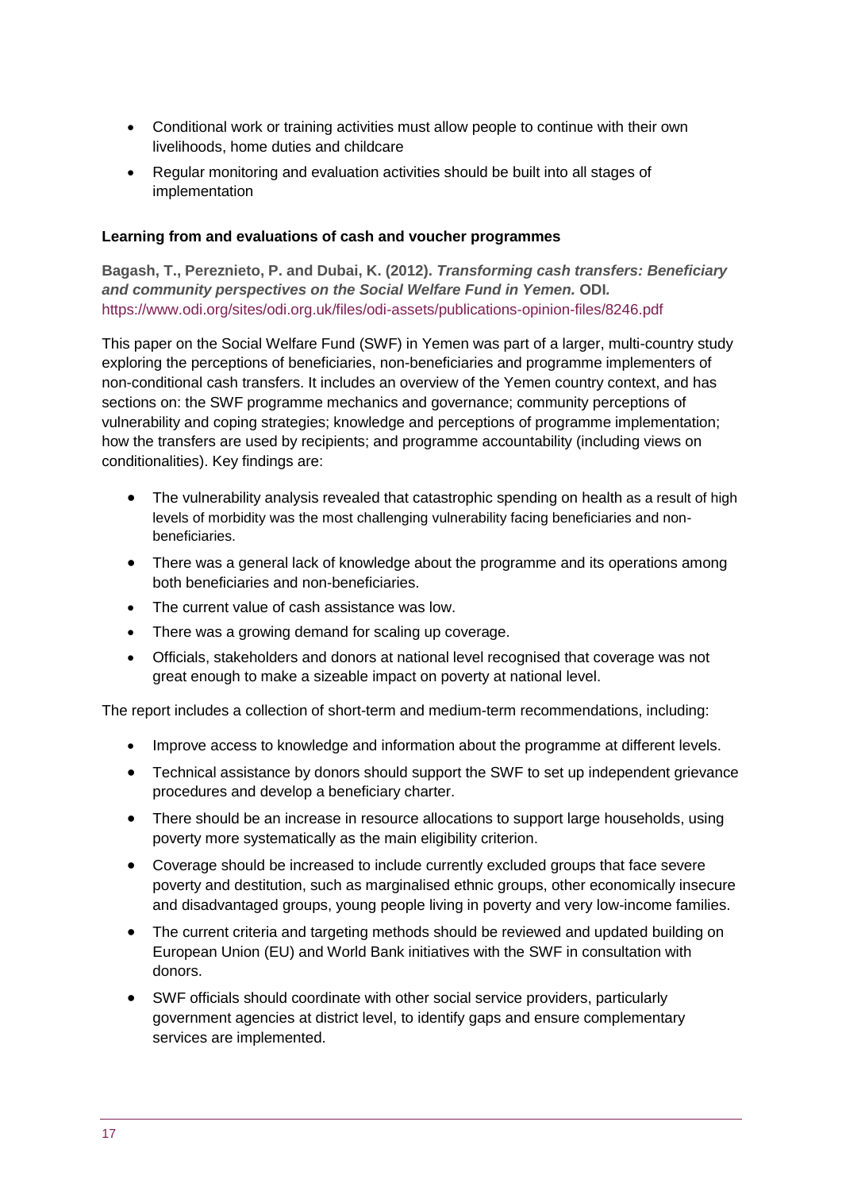- Conditional work or training activities must allow people to continue with their own livelihoods, home duties and childcare
- Regular monitoring and evaluation activities should be built into all stages of implementation

**Learning from and evaluations of cash and voucher programmes**

**Bagash, T., Pereznieto, P. and Dubai, K. (2012).** ***Transforming cash transfers: Beneficiary and community perspectives on the Social Welfare Fund in Yemen.*** **ODI.**
https://www.odi.org/sites/odi.org.uk/files/odi-assets/publications-opinion-files/8246.pdf

This paper on the Social Welfare Fund (SWF) in Yemen was part of a larger, multi-country study exploring the perceptions of beneficiaries, non-beneficiaries and programme implementers of non-conditional cash transfers. It includes an overview of the Yemen country context, and has sections on: the SWF programme mechanics and governance; community perceptions of vulnerability and coping strategies; knowledge and perceptions of programme implementation; how the transfers are used by recipients; and programme accountability (including views on conditionalities). Key findings are:

- The vulnerability analysis revealed that catastrophic spending on health as a result of high levels of morbidity was the most challenging vulnerability facing beneficiaries and non-beneficiaries.
- There was a general lack of knowledge about the programme and its operations among both beneficiaries and non-beneficiaries.
- The current value of cash assistance was low.
- There was a growing demand for scaling up coverage.
- Officials, stakeholders and donors at national level recognised that coverage was not great enough to make a sizeable impact on poverty at national level.

The report includes a collection of short-term and medium-term recommendations, including:

- Improve access to knowledge and information about the programme at different levels.
- Technical assistance by donors should support the SWF to set up independent grievance procedures and develop a beneficiary charter.
- There should be an increase in resource allocations to support large households, using poverty more systematically as the main eligibility criterion.
- Coverage should be increased to include currently excluded groups that face severe poverty and destitution, such as marginalised ethnic groups, other economically insecure and disadvantaged groups, young people living in poverty and very low-income families.
- The current criteria and targeting methods should be reviewed and updated building on European Union (EU) and World Bank initiatives with the SWF in consultation with donors.
- SWF officials should coordinate with other social service providers, particularly government agencies at district level, to identify gaps and ensure complementary services are implemented.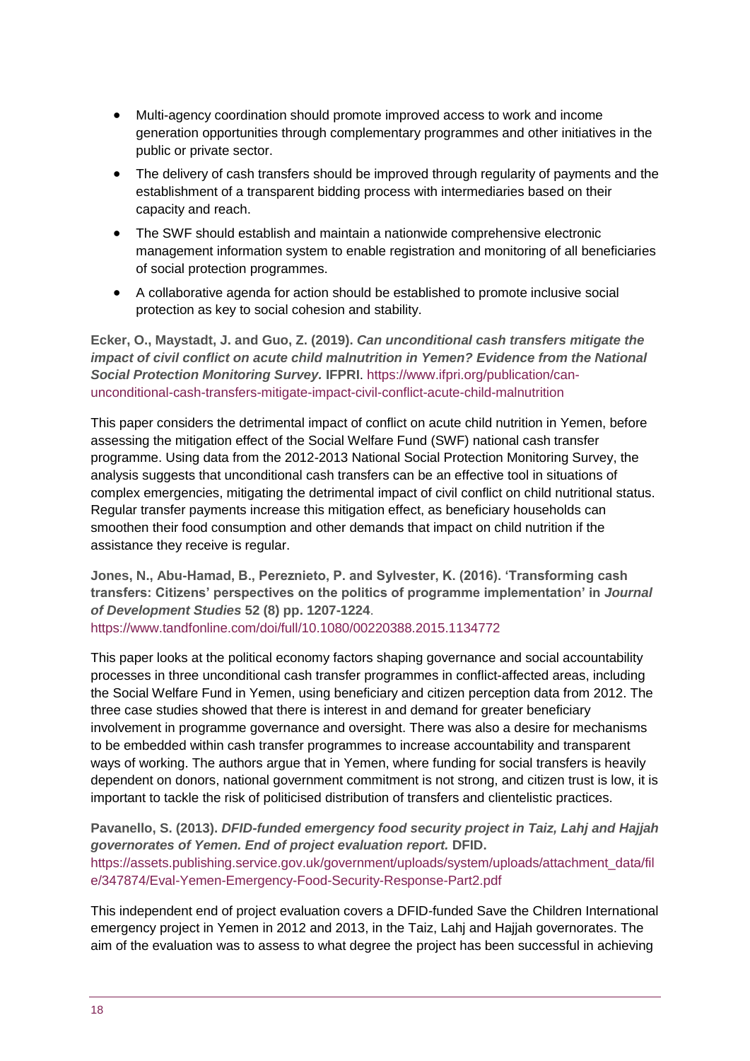- Multi-agency coordination should promote improved access to work and income generation opportunities through complementary programmes and other initiatives in the public or private sector.
- The delivery of cash transfers should be improved through regularity of payments and the establishment of a transparent bidding process with intermediaries based on their capacity and reach.
- The SWF should establish and maintain a nationwide comprehensive electronic management information system to enable registration and monitoring of all beneficiaries of social protection programmes.
- A collaborative agenda for action should be established to promote inclusive social protection as key to social cohesion and stability.

**Ecker, O., Maystadt, J. and Guo, Z. (2019).** ***Can unconditional cash transfers mitigate the impact of civil conflict on acute child malnutrition in Yemen? Evidence from the National Social Protection Monitoring Survey.*** **IFPRI**. https://www.ifpri.org/publication/can-unconditional-cash-transfers-mitigate-impact-civil-conflict-acute-child-malnutrition

This paper considers the detrimental impact of conflict on acute child nutrition in Yemen, before assessing the mitigation effect of the Social Welfare Fund (SWF) national cash transfer programme. Using data from the 2012-2013 National Social Protection Monitoring Survey, the analysis suggests that unconditional cash transfers can be an effective tool in situations of complex emergencies, mitigating the detrimental impact of civil conflict on child nutritional status. Regular transfer payments increase this mitigation effect, as beneficiary households can smoothen their food consumption and other demands that impact on child nutrition if the assistance they receive is regular.

**Jones, N., Abu-Hamad, B., Pereznieto, P. and Sylvester, K. (2016). 'Transforming cash transfers: Citizens' perspectives on the politics of programme implementation' in** ***Journal of Development Studies*** **52 (8) pp. 1207-1224**. https://www.tandfonline.com/doi/full/10.1080/00220388.2015.1134772

This paper looks at the political economy factors shaping governance and social accountability processes in three unconditional cash transfer programmes in conflict-affected areas, including the Social Welfare Fund in Yemen, using beneficiary and citizen perception data from 2012. The three case studies showed that there is interest in and demand for greater beneficiary involvement in programme governance and oversight. There was also a desire for mechanisms to be embedded within cash transfer programmes to increase accountability and transparent ways of working. The authors argue that in Yemen, where funding for social transfers is heavily dependent on donors, national government commitment is not strong, and citizen trust is low, it is important to tackle the risk of politicised distribution of transfers and clientelistic practices.

**Pavanello, S. (2013).** ***DFID-funded emergency food security project in Taiz, Lahj and Hajjah governorates of Yemen. End of project evaluation report.*** **DFID.** https://assets.publishing.service.gov.uk/government/uploads/system/uploads/attachment_data/file/347874/Eval-Yemen-Emergency-Food-Security-Response-Part2.pdf

This independent end of project evaluation covers a DFID-funded Save the Children International emergency project in Yemen in 2012 and 2013, in the Taiz, Lahj and Hajjah governorates. The aim of the evaluation was to assess to what degree the project has been successful in achieving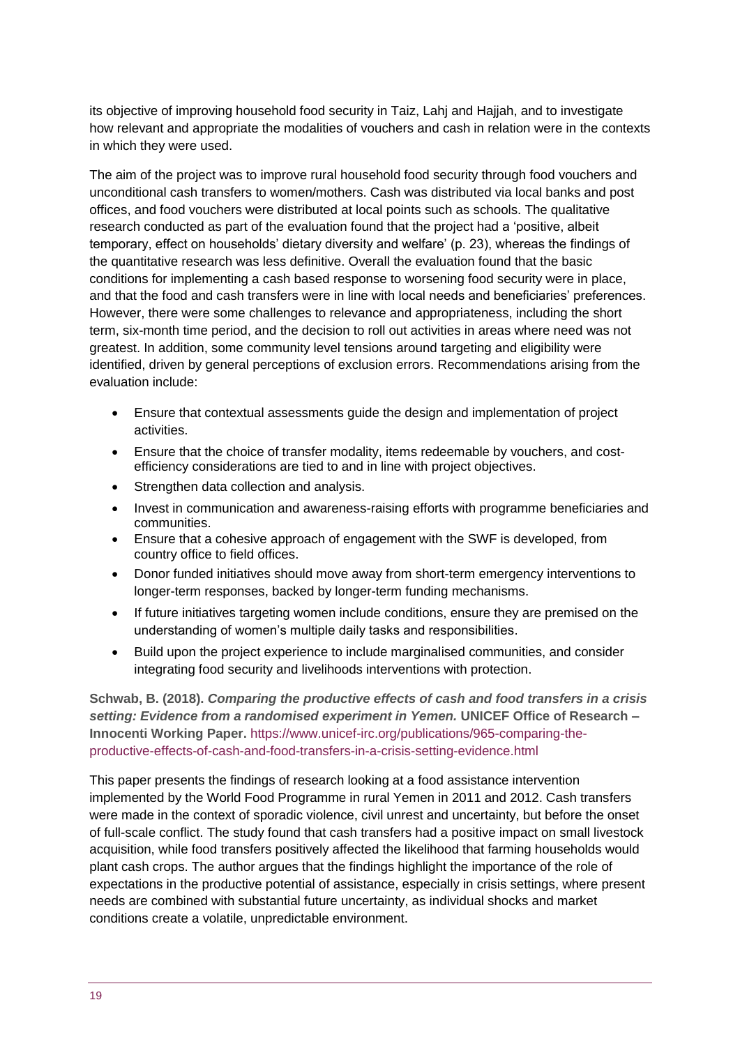its objective of improving household food security in Taiz, Lahj and Hajjah, and to investigate how relevant and appropriate the modalities of vouchers and cash in relation were in the contexts in which they were used.

The aim of the project was to improve rural household food security through food vouchers and unconditional cash transfers to women/mothers. Cash was distributed via local banks and post offices, and food vouchers were distributed at local points such as schools. The qualitative research conducted as part of the evaluation found that the project had a 'positive, albeit temporary, effect on households' dietary diversity and welfare' (p. 23), whereas the findings of the quantitative research was less definitive. Overall the evaluation found that the basic conditions for implementing a cash based response to worsening food security were in place, and that the food and cash transfers were in line with local needs and beneficiaries' preferences. However, there were some challenges to relevance and appropriateness, including the short term, six-month time period, and the decision to roll out activities in areas where need was not greatest. In addition, some community level tensions around targeting and eligibility were identified, driven by general perceptions of exclusion errors. Recommendations arising from the evaluation include:

- Ensure that contextual assessments guide the design and implementation of project activities.
- Ensure that the choice of transfer modality, items redeemable by vouchers, and cost-efficiency considerations are tied to and in line with project objectives.
- Strengthen data collection and analysis.
- Invest in communication and awareness-raising efforts with programme beneficiaries and communities.
- Ensure that a cohesive approach of engagement with the SWF is developed, from country office to field offices.
- Donor funded initiatives should move away from short-term emergency interventions to longer-term responses, backed by longer-term funding mechanisms.
- If future initiatives targeting women include conditions, ensure they are premised on the understanding of women's multiple daily tasks and responsibilities.
- Build upon the project experience to include marginalised communities, and consider integrating food security and livelihoods interventions with protection.

**Schwab, B. (2018).** ***Comparing the productive effects of cash and food transfers in a crisis setting: Evidence from a randomised experiment in Yemen.*** **UNICEF Office of Research – Innocenti Working Paper.** https://www.unicef-irc.org/publications/965-comparing-the-productive-effects-of-cash-and-food-transfers-in-a-crisis-setting-evidence.html

This paper presents the findings of research looking at a food assistance intervention implemented by the World Food Programme in rural Yemen in 2011 and 2012. Cash transfers were made in the context of sporadic violence, civil unrest and uncertainty, but before the onset of full-scale conflict. The study found that cash transfers had a positive impact on small livestock acquisition, while food transfers positively affected the likelihood that farming households would plant cash crops. The author argues that the findings highlight the importance of the role of expectations in the productive potential of assistance, especially in crisis settings, where present needs are combined with substantial future uncertainty, as individual shocks and market conditions create a volatile, unpredictable environment.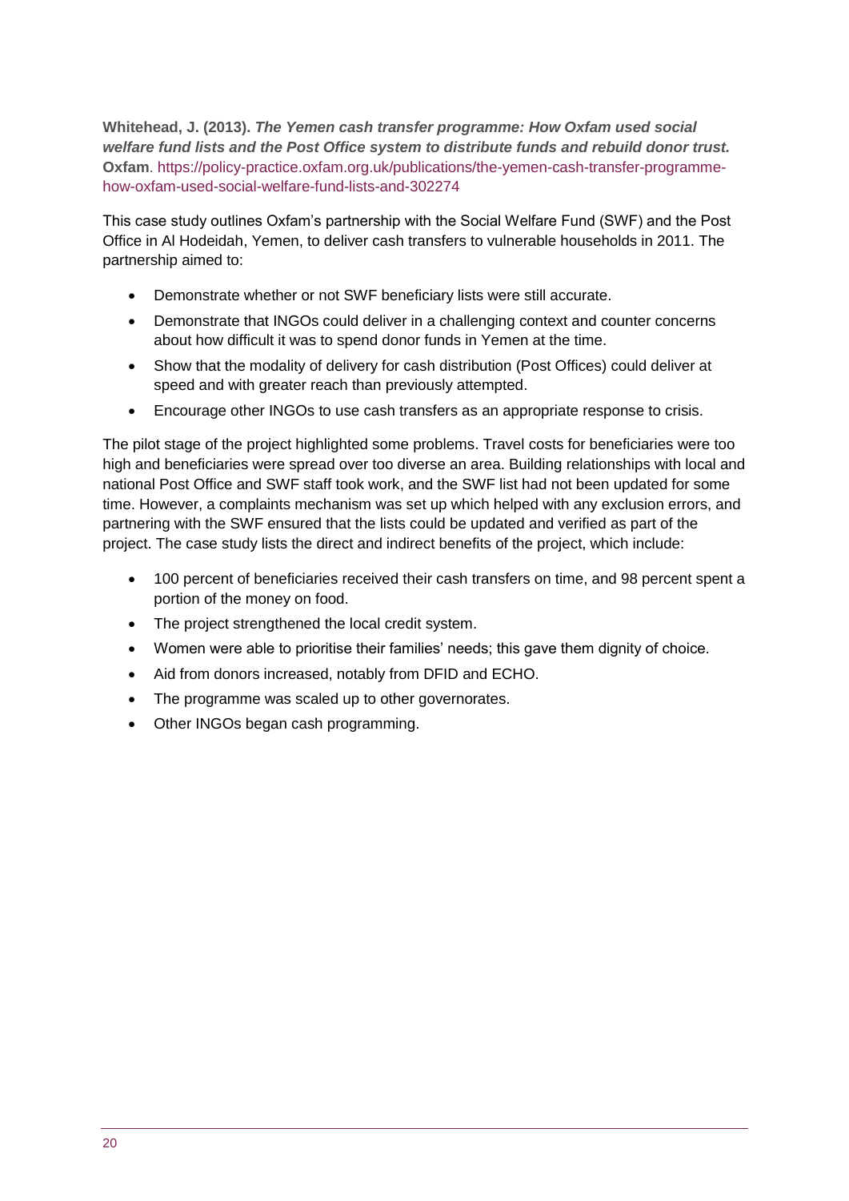**Whitehead, J. (2013).** ***The Yemen cash transfer programme: How Oxfam used social welfare fund lists and the Post Office system to distribute funds and rebuild donor trust.*** **Oxfam**. https://policy-practice.oxfam.org.uk/publications/the-yemen-cash-transfer-programme-how-oxfam-used-social-welfare-fund-lists-and-302274

This case study outlines Oxfam's partnership with the Social Welfare Fund (SWF) and the Post Office in Al Hodeidah, Yemen, to deliver cash transfers to vulnerable households in 2011. The partnership aimed to:

- Demonstrate whether or not SWF beneficiary lists were still accurate.
- Demonstrate that INGOs could deliver in a challenging context and counter concerns about how difficult it was to spend donor funds in Yemen at the time.
- Show that the modality of delivery for cash distribution (Post Offices) could deliver at speed and with greater reach than previously attempted.
- Encourage other INGOs to use cash transfers as an appropriate response to crisis.

The pilot stage of the project highlighted some problems. Travel costs for beneficiaries were too high and beneficiaries were spread over too diverse an area. Building relationships with local and national Post Office and SWF staff took work, and the SWF list had not been updated for some time. However, a complaints mechanism was set up which helped with any exclusion errors, and partnering with the SWF ensured that the lists could be updated and verified as part of the project. The case study lists the direct and indirect benefits of the project, which include:

- 100 percent of beneficiaries received their cash transfers on time, and 98 percent spent a portion of the money on food.
- The project strengthened the local credit system.
- Women were able to prioritise their families' needs; this gave them dignity of choice.
- Aid from donors increased, notably from DFID and ECHO.
- The programme was scaled up to other governorates.
- Other INGOs began cash programming.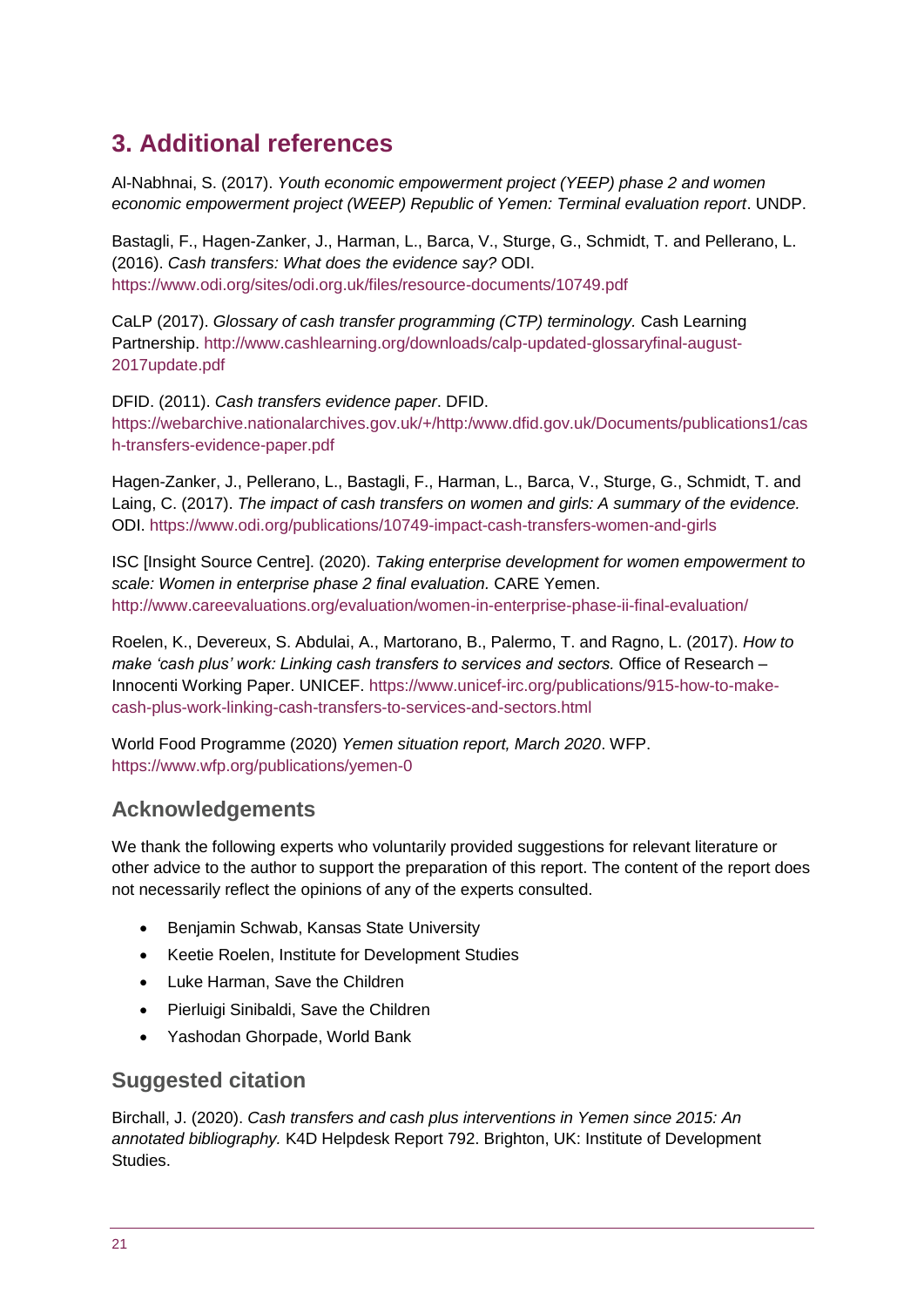# 3. Additional references

Al-Nabhnai, S. (2017). *Youth economic empowerment project (YEEP) phase 2 and women economic empowerment project (WEEP) Republic of Yemen: Terminal evaluation report*. UNDP.

Bastagli, F., Hagen-Zanker, J., Harman, L., Barca, V., Sturge, G., Schmidt, T. and Pellerano, L. (2016). *Cash transfers: What does the evidence say?* ODI. https://www.odi.org/sites/odi.org.uk/files/resource-documents/10749.pdf

CaLP (2017). *Glossary of cash transfer programming (CTP) terminology.* Cash Learning Partnership. http://www.cashlearning.org/downloads/calp-updated-glossaryfinal-august-2017update.pdf

DFID. (2011). *Cash transfers evidence paper*. DFID. https://webarchive.nationalarchives.gov.uk/+/http:/www.dfid.gov.uk/Documents/publications1/cash-transfers-evidence-paper.pdf

Hagen-Zanker, J., Pellerano, L., Bastagli, F., Harman, L., Barca, V., Sturge, G., Schmidt, T. and Laing, C. (2017). *The impact of cash transfers on women and girls: A summary of the evidence.* ODI. https://www.odi.org/publications/10749-impact-cash-transfers-women-and-girls

ISC [Insight Source Centre]. (2020). *Taking enterprise development for women empowerment to scale: Women in enterprise phase 2 final evaluation.* CARE Yemen. http://www.careevaluations.org/evaluation/women-in-enterprise-phase-ii-final-evaluation/

Roelen, K., Devereux, S. Abdulai, A., Martorano, B., Palermo, T. and Ragno, L. (2017). *How to make 'cash plus' work: Linking cash transfers to services and sectors.* Office of Research – Innocenti Working Paper. UNICEF. https://www.unicef-irc.org/publications/915-how-to-make-cash-plus-work-linking-cash-transfers-to-services-and-sectors.html

World Food Programme (2020) *Yemen situation report, March 2020*. WFP. https://www.wfp.org/publications/yemen-0

## Acknowledgements

We thank the following experts who voluntarily provided suggestions for relevant literature or other advice to the author to support the preparation of this report. The content of the report does not necessarily reflect the opinions of any of the experts consulted.

- Benjamin Schwab, Kansas State University
- Keetie Roelen, Institute for Development Studies
- Luke Harman, Save the Children
- Pierluigi Sinibaldi, Save the Children
- Yashodan Ghorpade, World Bank

## Suggested citation

Birchall, J. (2020). *Cash transfers and cash plus interventions in Yemen since 2015: An annotated bibliography.* K4D Helpdesk Report 792. Brighton, UK: Institute of Development Studies.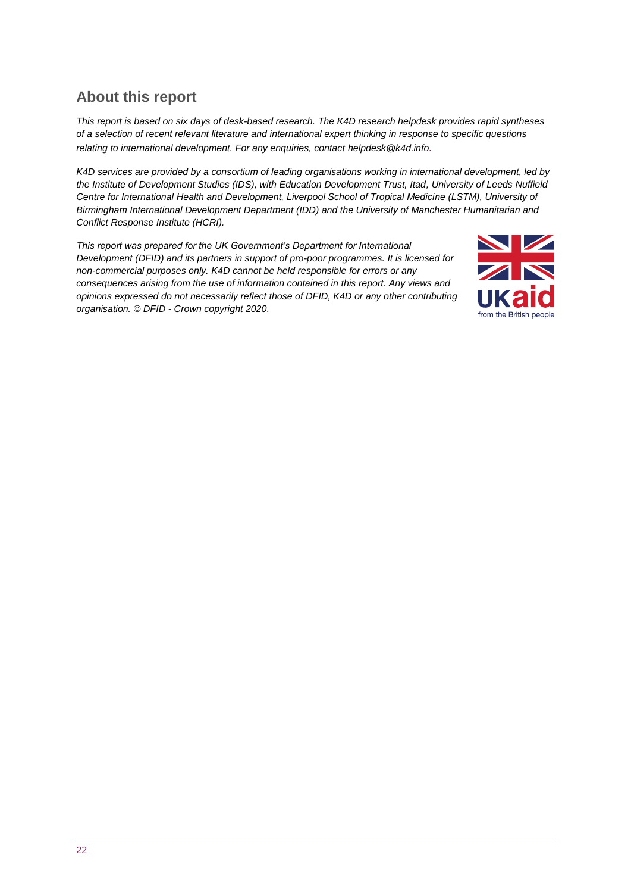## About this report

*This report is based on six days of desk-based research. The K4D research helpdesk provides rapid syntheses of a selection of recent relevant literature and international expert thinking in response to specific questions relating to international development. For any enquiries, contact helpdesk@k4d.info.*

*K4D services are provided by a consortium of leading organisations working in international development, led by the Institute of Development Studies (IDS), with Education Development Trust, Itad, University of Leeds Nuffield Centre for International Health and Development, Liverpool School of Tropical Medicine (LSTM), University of Birmingham International Development Department (IDD) and the University of Manchester Humanitarian and Conflict Response Institute (HCRI).*

*This report was prepared for the UK Government's Department for International Development (DFID) and its partners in support of pro-poor programmes. It is licensed for non-commercial purposes only. K4D cannot be held responsible for errors or any consequences arising from the use of information contained in this report. Any views and opinions expressed do not necessarily reflect those of DFID, K4D or any other contributing organisation. © DFID - Crown copyright 2020.*

UKaid from the British people